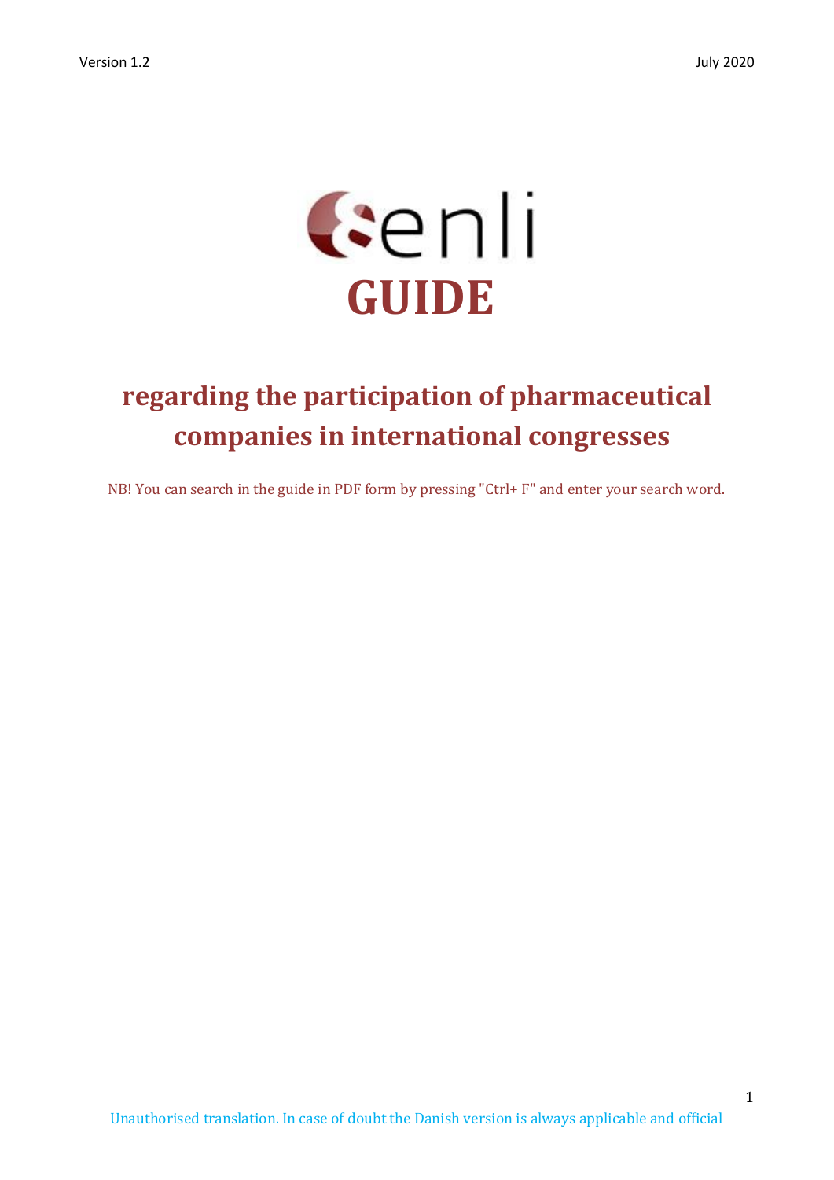Version 1.2

July 2020

enli

# GUIDE

## regarding the participation of pharmaceutical companies in international congresses

NB! You can search in the guide in PDF form by pressing "Ctrl+ F" and enter your search word.

Unauthorised translation. In case of doubt the Danish version is always applicable and official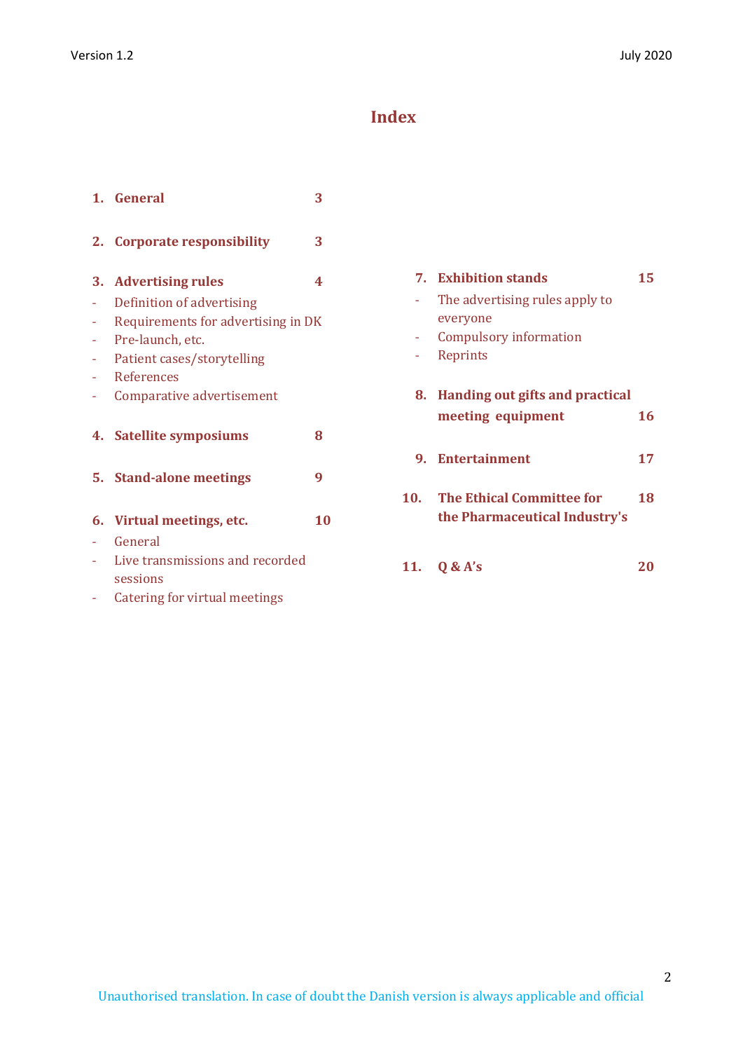# Index

1. **General** 3
2. **Corporate responsibility** 3
3. **Advertising rules** 4
   - Definition of advertising
   - Requirements for advertising in DK
   - Pre-launch, etc.
   - Patient cases/storytelling
   - References
   - Comparative advertisement
4. **Satellite symposiums** 8
5. **Stand-alone meetings** 9
6. **Virtual meetings, etc.** 10
   - General
   - Live transmissions and recorded sessions
   - Catering for virtual meetings
7. **Exhibition stands** 15
   - The advertising rules apply to everyone
   - Compulsory information
   - Reprints
8. **Handing out gifts and practical meeting equipment** 16
9. **Entertainment** 17
10. **The Ethical Committee for the Pharmaceutical Industry's** 18
11. **Q & A's** 20

Unauthorised translation. In case of doubt the Danish version is always applicable and official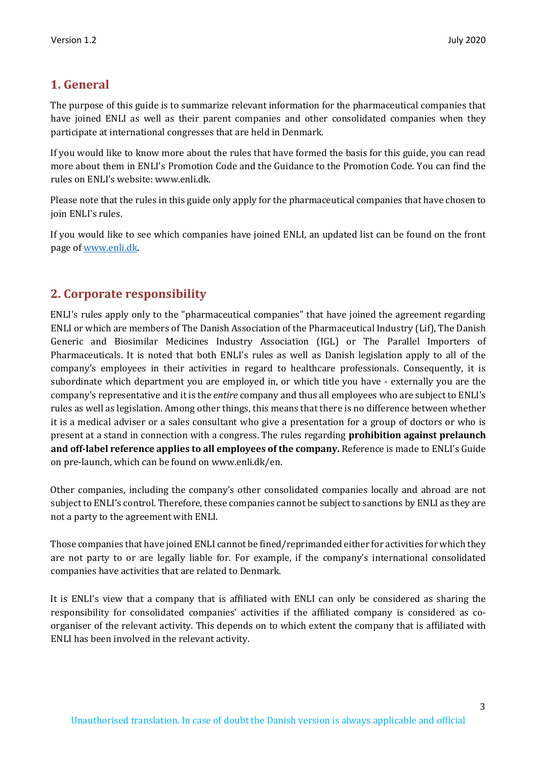## 1. General

The purpose of this guide is to summarize relevant information for the pharmaceutical companies that have joined ENLI as well as their parent companies and other consolidated companies when they participate at international congresses that are held in Denmark.

If you would like to know more about the rules that have formed the basis for this guide, you can read more about them in ENLI's Promotion Code and the Guidance to the Promotion Code. You can find the rules on ENLI's website: www.enli.dk.

Please note that the rules in this guide only apply for the pharmaceutical companies that have chosen to join ENLI's rules.

If you would like to see which companies have joined ENLI, an updated list can be found on the front page of www.enli.dk.

## 2. Corporate responsibility

ENLI's rules apply only to the "pharmaceutical companies" that have joined the agreement regarding ENLI or which are members of The Danish Association of the Pharmaceutical Industry (Lif), The Danish Generic and Biosimilar Medicines Industry Association (IGL) or The Parallel Importers of Pharmaceuticals. It is noted that both ENLI's rules as well as Danish legislation apply to all of the company's employees in their activities in regard to healthcare professionals. Consequently, it is subordinate which department you are employed in, or which title you have - externally you are the company's representative and it is the *entire* company and thus all employees who are subject to ENLI's rules as well as legislation. Among other things, this means that there is no difference between whether it is a medical adviser or a sales consultant who give a presentation for a group of doctors or who is present at a stand in connection with a congress. The rules regarding **prohibition against prelaunch and off-label reference applies to all employees of the company.** Reference is made to ENLI's Guide on pre-launch, which can be found on www.enli.dk/en.

Other companies, including the company's other consolidated companies locally and abroad are not subject to ENLI's control. Therefore, these companies cannot be subject to sanctions by ENLI as they are not a party to the agreement with ENLI.

Those companies that have joined ENLI cannot be fined/reprimanded either for activities for which they are not party to or are legally liable for. For example, if the company's international consolidated companies have activities that are related to Denmark.

It is ENLI's view that a company that is affiliated with ENLI can only be considered as sharing the responsibility for consolidated companies' activities if the affiliated company is considered as co-organiser of the relevant activity. This depends on to which extent the company that is affiliated with ENLI has been involved in the relevant activity.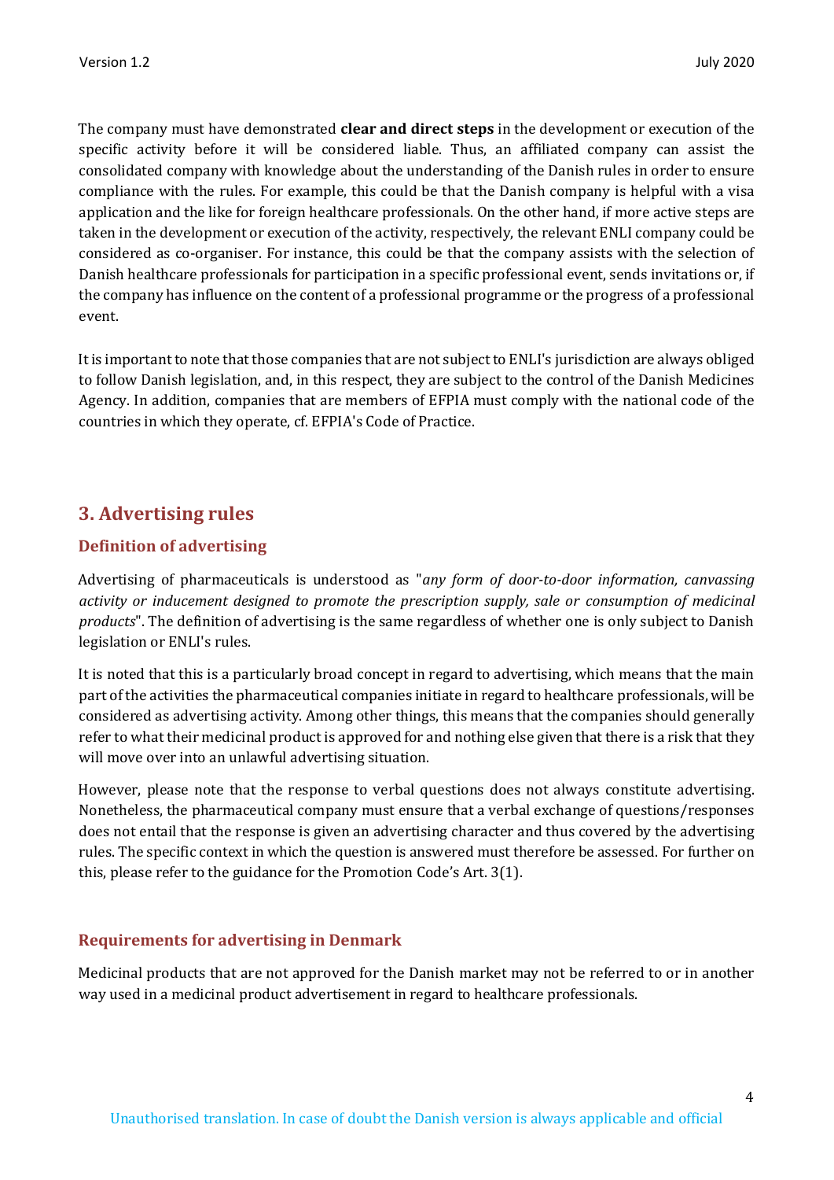The company must have demonstrated **clear and direct steps** in the development or execution of the specific activity before it will be considered liable. Thus, an affiliated company can assist the consolidated company with knowledge about the understanding of the Danish rules in order to ensure compliance with the rules. For example, this could be that the Danish company is helpful with a visa application and the like for foreign healthcare professionals. On the other hand, if more active steps are taken in the development or execution of the activity, respectively, the relevant ENLI company could be considered as co-organiser. For instance, this could be that the company assists with the selection of Danish healthcare professionals for participation in a specific professional event, sends invitations or, if the company has influence on the content of a professional programme or the progress of a professional event.

It is important to note that those companies that are not subject to ENLI's jurisdiction are always obliged to follow Danish legislation, and, in this respect, they are subject to the control of the Danish Medicines Agency. In addition, companies that are members of EFPIA must comply with the national code of the countries in which they operate, cf. EFPIA's Code of Practice.

## 3. Advertising rules

### Definition of advertising

Advertising of pharmaceuticals is understood as "*any form of door-to-door information, canvassing activity or inducement designed to promote the prescription supply, sale or consumption of medicinal products*". The definition of advertising is the same regardless of whether one is only subject to Danish legislation or ENLI's rules.

It is noted that this is a particularly broad concept in regard to advertising, which means that the main part of the activities the pharmaceutical companies initiate in regard to healthcare professionals, will be considered as advertising activity. Among other things, this means that the companies should generally refer to what their medicinal product is approved for and nothing else given that there is a risk that they will move over into an unlawful advertising situation.

However, please note that the response to verbal questions does not always constitute advertising. Nonetheless, the pharmaceutical company must ensure that a verbal exchange of questions/responses does not entail that the response is given an advertising character and thus covered by the advertising rules. The specific context in which the question is answered must therefore be assessed. For further on this, please refer to the guidance for the Promotion Code's Art. 3(1).

### Requirements for advertising in Denmark

Medicinal products that are not approved for the Danish market may not be referred to or in another way used in a medicinal product advertisement in regard to healthcare professionals.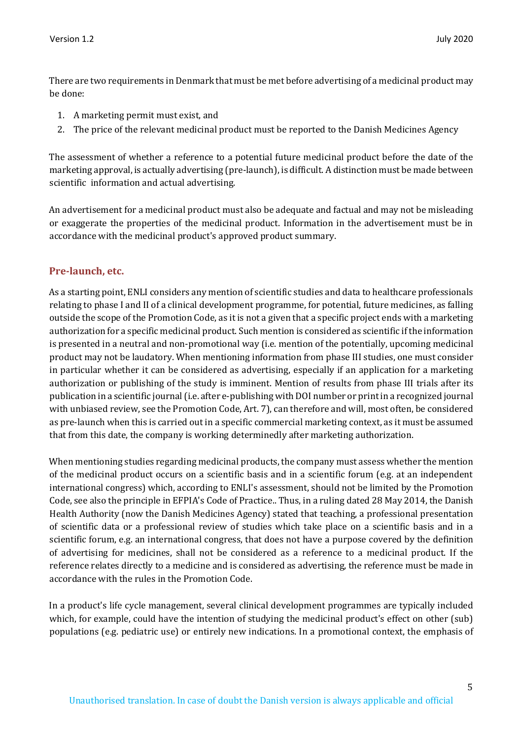There are two requirements in Denmark that must be met before advertising of a medicinal product may be done:

1. A marketing permit must exist, and
2. The price of the relevant medicinal product must be reported to the Danish Medicines Agency

The assessment of whether a reference to a potential future medicinal product before the date of the marketing approval, is actually advertising (pre-launch), is difficult. A distinction must be made between scientific information and actual advertising.

An advertisement for a medicinal product must also be adequate and factual and may not be misleading or exaggerate the properties of the medicinal product. Information in the advertisement must be in accordance with the medicinal product's approved product summary.

## Pre-launch, etc.

As a starting point, ENLI considers any mention of scientific studies and data to healthcare professionals relating to phase I and II of a clinical development programme, for potential, future medicines, as falling outside the scope of the Promotion Code, as it is not a given that a specific project ends with a marketing authorization for a specific medicinal product. Such mention is considered as scientific if the information is presented in a neutral and non-promotional way (i.e. mention of the potentially, upcoming medicinal product may not be laudatory. When mentioning information from phase III studies, one must consider in particular whether it can be considered as advertising, especially if an application for a marketing authorization or publishing of the study is imminent. Mention of results from phase III trials after its publication in a scientific journal (i.e. after e-publishing with DOI number or print in a recognized journal with unbiased review, see the Promotion Code, Art. 7), can therefore and will, most often, be considered as pre-launch when this is carried out in a specific commercial marketing context, as it must be assumed that from this date, the company is working determinedly after marketing authorization.

When mentioning studies regarding medicinal products, the company must assess whether the mention of the medicinal product occurs on a scientific basis and in a scientific forum (e.g. at an independent international congress) which, according to ENLI's assessment, should not be limited by the Promotion Code, see also the principle in EFPIA's Code of Practice.. Thus, in a ruling dated 28 May 2014, the Danish Health Authority (now the Danish Medicines Agency) stated that teaching, a professional presentation of scientific data or a professional review of studies which take place on a scientific basis and in a scientific forum, e.g. an international congress, that does not have a purpose covered by the definition of advertising for medicines, shall not be considered as a reference to a medicinal product. If the reference relates directly to a medicine and is considered as advertising, the reference must be made in accordance with the rules in the Promotion Code.

In a product's life cycle management, several clinical development programmes are typically included which, for example, could have the intention of studying the medicinal product's effect on other (sub) populations (e.g. pediatric use) or entirely new indications. In a promotional context, the emphasis of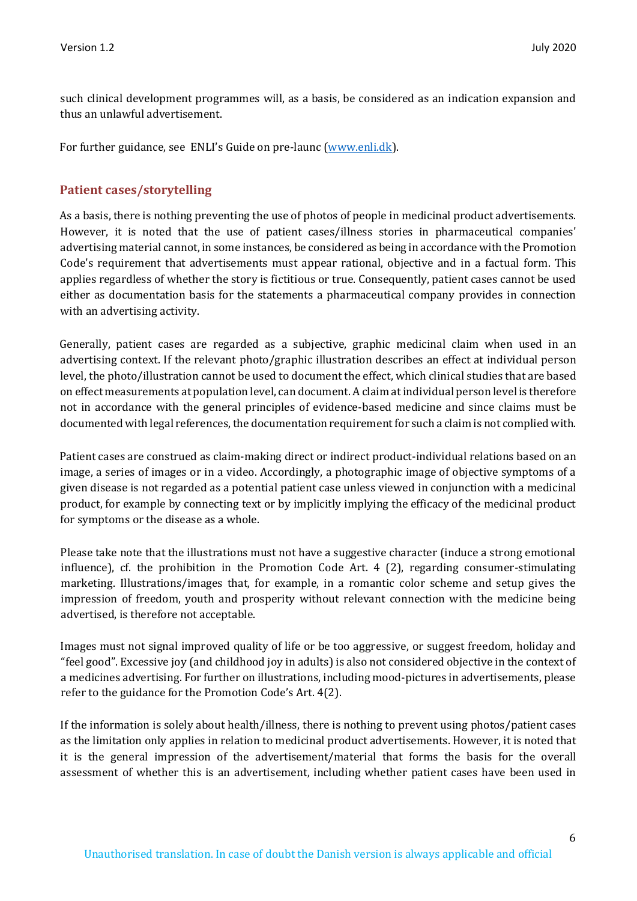such clinical development programmes will, as a basis, be considered as an indication expansion and thus an unlawful advertisement.

For further guidance, see ENLI's Guide on pre-launc ([www.enli.dk](www.enli.dk)).

## Patient cases/storytelling

As a basis, there is nothing preventing the use of photos of people in medicinal product advertisements. However, it is noted that the use of patient cases/illness stories in pharmaceutical companies' advertising material cannot, in some instances, be considered as being in accordance with the Promotion Code's requirement that advertisements must appear rational, objective and in a factual form. This applies regardless of whether the story is fictitious or true. Consequently, patient cases cannot be used either as documentation basis for the statements a pharmaceutical company provides in connection with an advertising activity.

Generally, patient cases are regarded as a subjective, graphic medicinal claim when used in an advertising context. If the relevant photo/graphic illustration describes an effect at individual person level, the photo/illustration cannot be used to document the effect, which clinical studies that are based on effect measurements at population level, can document. A claim at individual person level is therefore not in accordance with the general principles of evidence-based medicine and since claims must be documented with legal references, the documentation requirement for such a claim is not complied with.

Patient cases are construed as claim-making direct or indirect product-individual relations based on an image, a series of images or in a video. Accordingly, a photographic image of objective symptoms of a given disease is not regarded as a potential patient case unless viewed in conjunction with a medicinal product, for example by connecting text or by implicitly implying the efficacy of the medicinal product for symptoms or the disease as a whole.

Please take note that the illustrations must not have a suggestive character (induce a strong emotional influence), cf. the prohibition in the Promotion Code Art. 4 (2), regarding consumer-stimulating marketing. Illustrations/images that, for example, in a romantic color scheme and setup gives the impression of freedom, youth and prosperity without relevant connection with the medicine being advertised, is therefore not acceptable.

Images must not signal improved quality of life or be too aggressive, or suggest freedom, holiday and "feel good". Excessive joy (and childhood joy in adults) is also not considered objective in the context of a medicines advertising. For further on illustrations, including mood-pictures in advertisements, please refer to the guidance for the Promotion Code's Art. 4(2).

If the information is solely about health/illness, there is nothing to prevent using photos/patient cases as the limitation only applies in relation to medicinal product advertisements. However, it is noted that it is the general impression of the advertisement/material that forms the basis for the overall assessment of whether this is an advertisement, including whether patient cases have been used in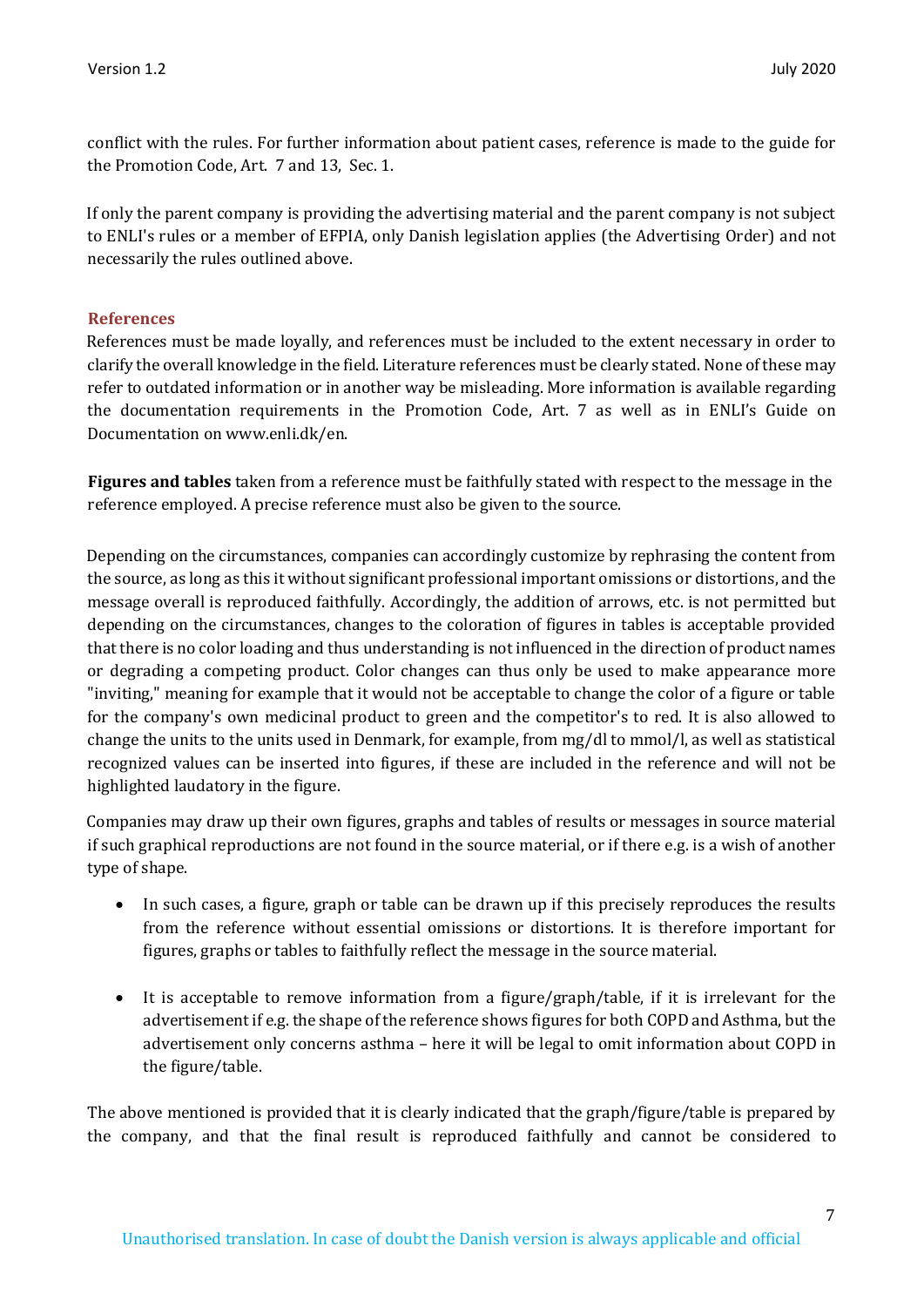conflict with the rules. For further information about patient cases, reference is made to the guide for the Promotion Code, Art. 7 and 13, Sec. 1.

If only the parent company is providing the advertising material and the parent company is not subject to ENLI's rules or a member of EFPIA, only Danish legislation applies (the Advertising Order) and not necessarily the rules outlined above.

### References

References must be made loyally, and references must be included to the extent necessary in order to clarify the overall knowledge in the field. Literature references must be clearly stated. None of these may refer to outdated information or in another way be misleading. More information is available regarding the documentation requirements in the Promotion Code, Art. 7 as well as in ENLI's Guide on Documentation on www.enli.dk/en.

**Figures and tables** taken from a reference must be faithfully stated with respect to the message in the reference employed. A precise reference must also be given to the source.

Depending on the circumstances, companies can accordingly customize by rephrasing the content from the source, as long as this it without significant professional important omissions or distortions, and the message overall is reproduced faithfully. Accordingly, the addition of arrows, etc. is not permitted but depending on the circumstances, changes to the coloration of figures in tables is acceptable provided that there is no color loading and thus understanding is not influenced in the direction of product names or degrading a competing product. Color changes can thus only be used to make appearance more "inviting," meaning for example that it would not be acceptable to change the color of a figure or table for the company's own medicinal product to green and the competitor's to red. It is also allowed to change the units to the units used in Denmark, for example, from mg/dl to mmol/l, as well as statistical recognized values can be inserted into figures, if these are included in the reference and will not be highlighted laudatory in the figure.

Companies may draw up their own figures, graphs and tables of results or messages in source material if such graphical reproductions are not found in the source material, or if there e.g. is a wish of another type of shape.

- In such cases, a figure, graph or table can be drawn up if this precisely reproduces the results from the reference without essential omissions or distortions. It is therefore important for figures, graphs or tables to faithfully reflect the message in the source material.
- It is acceptable to remove information from a figure/graph/table, if it is irrelevant for the advertisement if e.g. the shape of the reference shows figures for both COPD and Asthma, but the advertisement only concerns asthma – here it will be legal to omit information about COPD in the figure/table.

The above mentioned is provided that it is clearly indicated that the graph/figure/table is prepared by the company, and that the final result is reproduced faithfully and cannot be considered to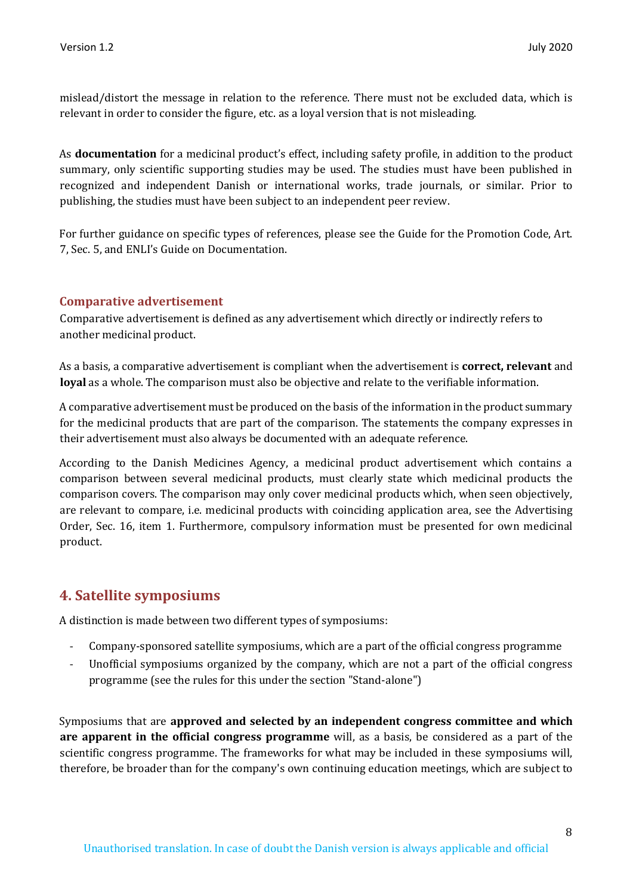mislead/distort the message in relation to the reference. There must not be excluded data, which is relevant in order to consider the figure, etc. as a loyal version that is not misleading.

As **documentation** for a medicinal product's effect, including safety profile, in addition to the product summary, only scientific supporting studies may be used. The studies must have been published in recognized and independent Danish or international works, trade journals, or similar. Prior to publishing, the studies must have been subject to an independent peer review.

For further guidance on specific types of references, please see the Guide for the Promotion Code, Art. 7, Sec. 5, and ENLI's Guide on Documentation.

### Comparative advertisement

Comparative advertisement is defined as any advertisement which directly or indirectly refers to another medicinal product.

As a basis, a comparative advertisement is compliant when the advertisement is **correct, relevant** and **loyal** as a whole. The comparison must also be objective and relate to the verifiable information.

A comparative advertisement must be produced on the basis of the information in the product summary for the medicinal products that are part of the comparison. The statements the company expresses in their advertisement must also always be documented with an adequate reference.

According to the Danish Medicines Agency, a medicinal product advertisement which contains a comparison between several medicinal products, must clearly state which medicinal products the comparison covers. The comparison may only cover medicinal products which, when seen objectively, are relevant to compare, i.e. medicinal products with coinciding application area, see the Advertising Order, Sec. 16, item 1. Furthermore, compulsory information must be presented for own medicinal product.

## 4. Satellite symposiums

A distinction is made between two different types of symposiums:

- Company-sponsored satellite symposiums, which are a part of the official congress programme
- Unofficial symposiums organized by the company, which are not a part of the official congress programme (see the rules for this under the section "Stand-alone")

Symposiums that are **approved and selected by an independent congress committee and which are apparent in the official congress programme** will, as a basis, be considered as a part of the scientific congress programme. The frameworks for what may be included in these symposiums will, therefore, be broader than for the company's own continuing education meetings, which are subject to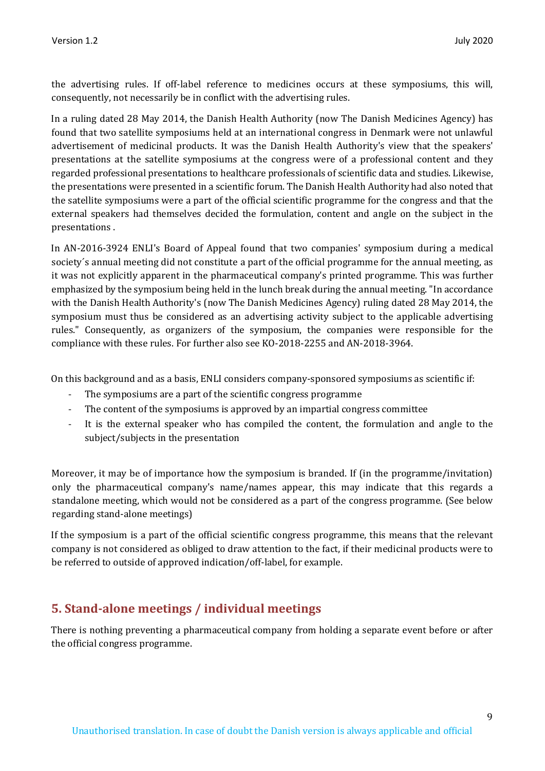the advertising rules. If off-label reference to medicines occurs at these symposiums, this will, consequently, not necessarily be in conflict with the advertising rules.

In a ruling dated 28 May 2014, the Danish Health Authority (now The Danish Medicines Agency) has found that two satellite symposiums held at an international congress in Denmark were not unlawful advertisement of medicinal products. It was the Danish Health Authority's view that the speakers' presentations at the satellite symposiums at the congress were of a professional content and they regarded professional presentations to healthcare professionals of scientific data and studies. Likewise, the presentations were presented in a scientific forum. The Danish Health Authority had also noted that the satellite symposiums were a part of the official scientific programme for the congress and that the external speakers had themselves decided the formulation, content and angle on the subject in the presentations .

In AN-2016-3924 ENLI's Board of Appeal found that two companies' symposium during a medical society´s annual meeting did not constitute a part of the official programme for the annual meeting, as it was not explicitly apparent in the pharmaceutical company's printed programme. This was further emphasized by the symposium being held in the lunch break during the annual meeting. "In accordance with the Danish Health Authority's (now The Danish Medicines Agency) ruling dated 28 May 2014, the symposium must thus be considered as an advertising activity subject to the applicable advertising rules." Consequently, as organizers of the symposium, the companies were responsible for the compliance with these rules. For further also see KO-2018-2255 and AN-2018-3964.

On this background and as a basis, ENLI considers company-sponsored symposiums as scientific if:

- The symposiums are a part of the scientific congress programme
- The content of the symposiums is approved by an impartial congress committee
- It is the external speaker who has compiled the content, the formulation and angle to the subject/subjects in the presentation

Moreover, it may be of importance how the symposium is branded. If (in the programme/invitation) only the pharmaceutical company's name/names appear, this may indicate that this regards a standalone meeting, which would not be considered as a part of the congress programme. (See below regarding stand-alone meetings)

If the symposium is a part of the official scientific congress programme, this means that the relevant company is not considered as obliged to draw attention to the fact, if their medicinal products were to be referred to outside of approved indication/off-label, for example.

## 5. Stand-alone meetings / individual meetings

There is nothing preventing a pharmaceutical company from holding a separate event before or after the official congress programme.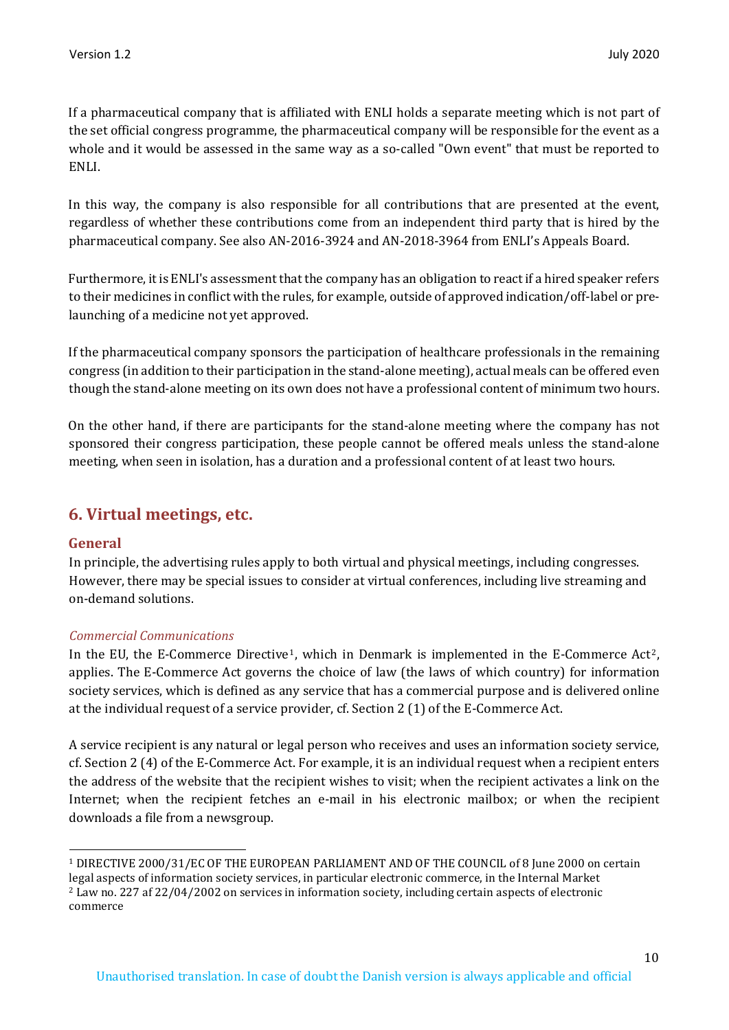If a pharmaceutical company that is affiliated with ENLI holds a separate meeting which is not part of the set official congress programme, the pharmaceutical company will be responsible for the event as a whole and it would be assessed in the same way as a so-called "Own event" that must be reported to ENLI.

In this way, the company is also responsible for all contributions that are presented at the event, regardless of whether these contributions come from an independent third party that is hired by the pharmaceutical company. See also AN-2016-3924 and AN-2018-3964 from ENLI's Appeals Board.

Furthermore, it is ENLI's assessment that the company has an obligation to react if a hired speaker refers to their medicines in conflict with the rules, for example, outside of approved indication/off-label or pre-launching of a medicine not yet approved.

If the pharmaceutical company sponsors the participation of healthcare professionals in the remaining congress (in addition to their participation in the stand-alone meeting), actual meals can be offered even though the stand-alone meeting on its own does not have a professional content of minimum two hours.

On the other hand, if there are participants for the stand-alone meeting where the company has not sponsored their congress participation, these people cannot be offered meals unless the stand-alone meeting, when seen in isolation, has a duration and a professional content of at least two hours.

## 6. Virtual meetings, etc.

### General

In principle, the advertising rules apply to both virtual and physical meetings, including congresses. However, there may be special issues to consider at virtual conferences, including live streaming and on-demand solutions.

#### *Commercial Communications*

In the EU, the E-Commerce Directive[1], which in Denmark is implemented in the E-Commerce Act[2], applies. The E-Commerce Act governs the choice of law (the laws of which country) for information society services, which is defined as any service that has a commercial purpose and is delivered online at the individual request of a service provider, cf. Section 2 (1) of the E-Commerce Act.

A service recipient is any natural or legal person who receives and uses an information society service, cf. Section 2 (4) of the E-Commerce Act. For example, it is an individual request when a recipient enters the address of the website that the recipient wishes to visit; when the recipient activates a link on the Internet; when the recipient fetches an e-mail in his electronic mailbox; or when the recipient downloads a file from a newsgroup.

[1] DIRECTIVE 2000/31/EC OF THE EUROPEAN PARLIAMENT AND OF THE COUNCIL of 8 June 2000 on certain legal aspects of information society services, in particular electronic commerce, in the Internal Market

[2] Law no. 227 af 22/04/2002 on services in information society, including certain aspects of electronic commerce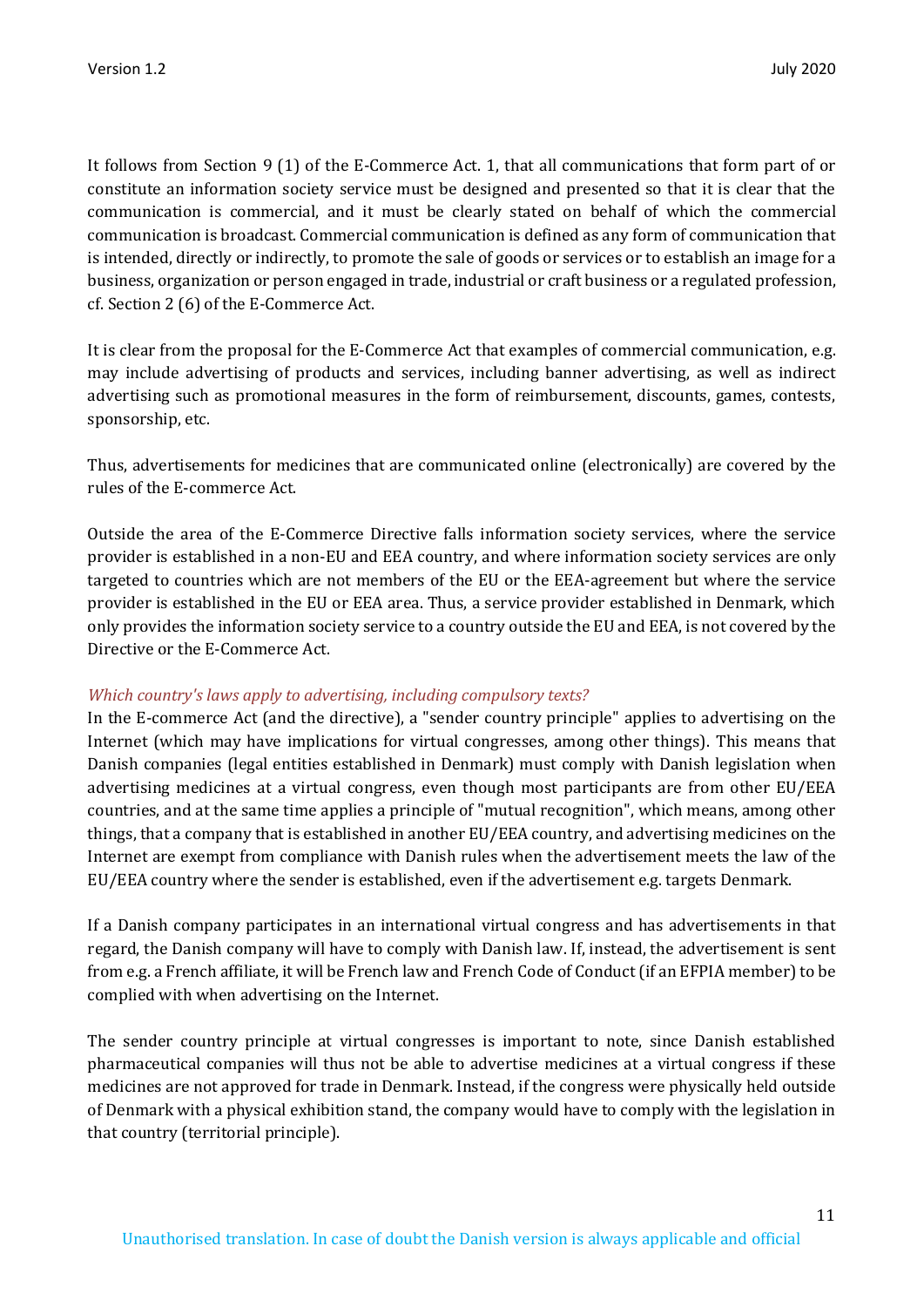It follows from Section 9 (1) of the E-Commerce Act. 1, that all communications that form part of or constitute an information society service must be designed and presented so that it is clear that the communication is commercial, and it must be clearly stated on behalf of which the commercial communication is broadcast. Commercial communication is defined as any form of communication that is intended, directly or indirectly, to promote the sale of goods or services or to establish an image for a business, organization or person engaged in trade, industrial or craft business or a regulated profession, cf. Section 2 (6) of the E-Commerce Act.

It is clear from the proposal for the E-Commerce Act that examples of commercial communication, e.g. may include advertising of products and services, including banner advertising, as well as indirect advertising such as promotional measures in the form of reimbursement, discounts, games, contests, sponsorship, etc.

Thus, advertisements for medicines that are communicated online (electronically) are covered by the rules of the E-commerce Act.

Outside the area of the E-Commerce Directive falls information society services, where the service provider is established in a non-EU and EEA country, and where information society services are only targeted to countries which are not members of the EU or the EEA-agreement but where the service provider is established in the EU or EEA area. Thus, a service provider established in Denmark, which only provides the information society service to a country outside the EU and EEA, is not covered by the Directive or the E-Commerce Act.

*Which country's laws apply to advertising, including compulsory texts?*

In the E-commerce Act (and the directive), a "sender country principle" applies to advertising on the Internet (which may have implications for virtual congresses, among other things). This means that Danish companies (legal entities established in Denmark) must comply with Danish legislation when advertising medicines at a virtual congress, even though most participants are from other EU/EEA countries, and at the same time applies a principle of "mutual recognition", which means, among other things, that a company that is established in another EU/EEA country, and advertising medicines on the Internet are exempt from compliance with Danish rules when the advertisement meets the law of the EU/EEA country where the sender is established, even if the advertisement e.g. targets Denmark.

If a Danish company participates in an international virtual congress and has advertisements in that regard, the Danish company will have to comply with Danish law. If, instead, the advertisement is sent from e.g. a French affiliate, it will be French law and French Code of Conduct (if an EFPIA member) to be complied with when advertising on the Internet.

The sender country principle at virtual congresses is important to note, since Danish established pharmaceutical companies will thus not be able to advertise medicines at a virtual congress if these medicines are not approved for trade in Denmark. Instead, if the congress were physically held outside of Denmark with a physical exhibition stand, the company would have to comply with the legislation in that country (territorial principle).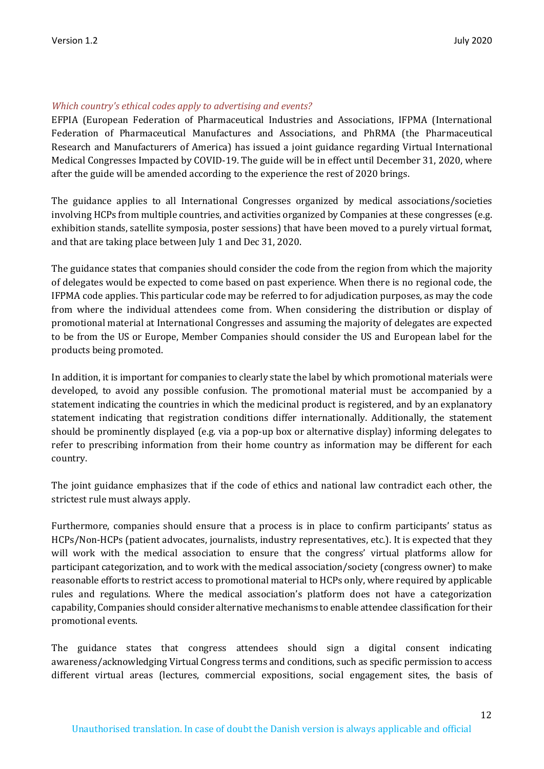*Which country's ethical codes apply to advertising and events?*

EFPIA (European Federation of Pharmaceutical Industries and Associations, IFPMA (International Federation of Pharmaceutical Manufacturers and Associations, and PhRMA (the Pharmaceutical Research and Manufacturers of America) has issued a joint guidance regarding Virtual International Medical Congresses Impacted by COVID-19. The guide will be in effect until December 31, 2020, where after the guide will be amended according to the experience the rest of 2020 brings.

The guidance applies to all International Congresses organized by medical associations/societies involving HCPs from multiple countries, and activities organized by Companies at these congresses (e.g. exhibition stands, satellite symposia, poster sessions) that have been moved to a purely virtual format, and that are taking place between July 1 and Dec 31, 2020.

The guidance states that companies should consider the code from the region from which the majority of delegates would be expected to come based on past experience. When there is no regional code, the IFPMA code applies. This particular code may be referred to for adjudication purposes, as may the code from where the individual attendees come from. When considering the distribution or display of promotional material at International Congresses and assuming the majority of delegates are expected to be from the US or Europe, Member Companies should consider the US and European label for the products being promoted.

In addition, it is important for companies to clearly state the label by which promotional materials were developed, to avoid any possible confusion. The promotional material must be accompanied by a statement indicating the countries in which the medicinal product is registered, and by an explanatory statement indicating that registration conditions differ internationally. Additionally, the statement should be prominently displayed (e.g. via a pop-up box or alternative display) informing delegates to refer to prescribing information from their home country as information may be different for each country.

The joint guidance emphasizes that if the code of ethics and national law contradict each other, the strictest rule must always apply.

Furthermore, companies should ensure that a process is in place to confirm participants' status as HCPs/Non-HCPs (patient advocates, journalists, industry representatives, etc.). It is expected that they will work with the medical association to ensure that the congress' virtual platforms allow for participant categorization, and to work with the medical association/society (congress owner) to make reasonable efforts to restrict access to promotional material to HCPs only, where required by applicable rules and regulations. Where the medical association's platform does not have a categorization capability, Companies should consider alternative mechanisms to enable attendee classification for their promotional events.

The guidance states that congress attendees should sign a digital consent indicating awareness/acknowledging Virtual Congress terms and conditions, such as specific permission to access different virtual areas (lectures, commercial expositions, social engagement sites, the basis of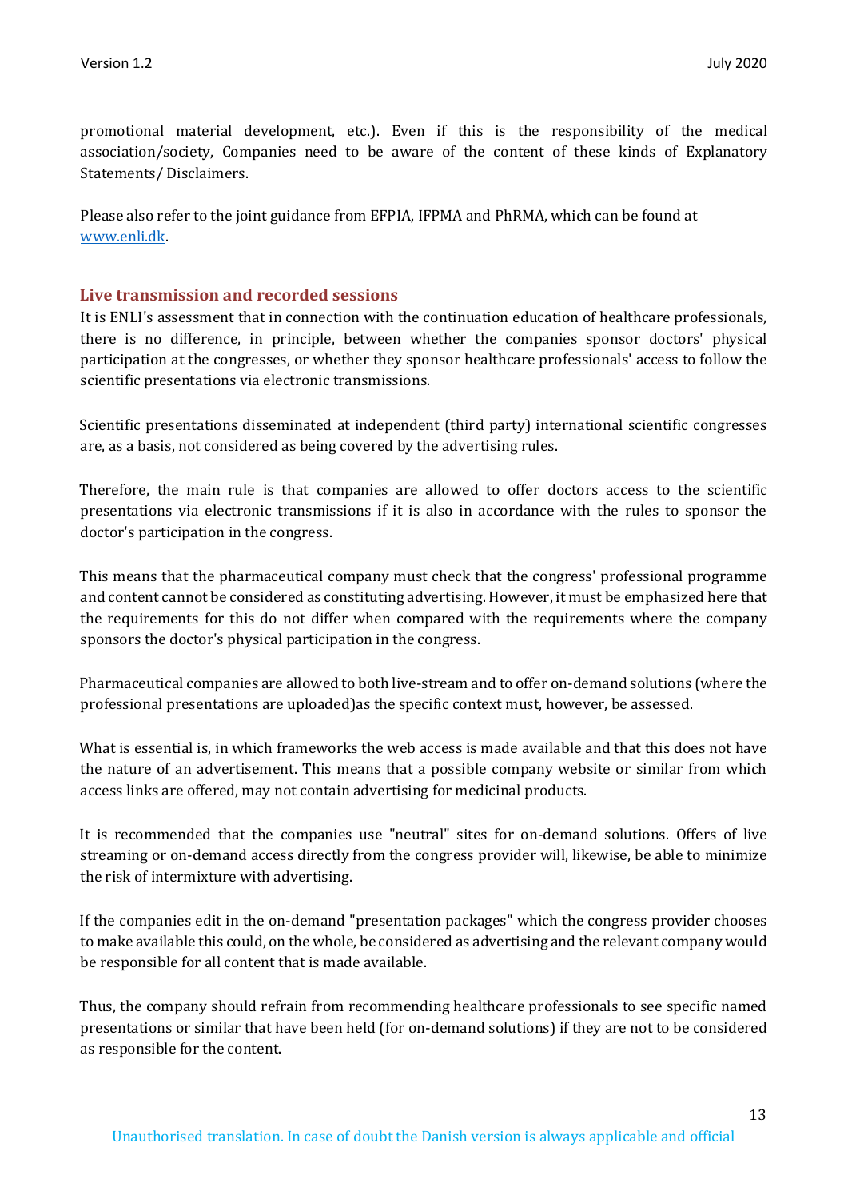promotional material development, etc.). Even if this is the responsibility of the medical association/society, Companies need to be aware of the content of these kinds of Explanatory Statements/ Disclaimers.

Please also refer to the joint guidance from EFPIA, IFPMA and PhRMA, which can be found at [www.enli.dk](www.enli.dk).

## Live transmission and recorded sessions

It is ENLI's assessment that in connection with the continuation education of healthcare professionals, there is no difference, in principle, between whether the companies sponsor doctors' physical participation at the congresses, or whether they sponsor healthcare professionals' access to follow the scientific presentations via electronic transmissions.

Scientific presentations disseminated at independent (third party) international scientific congresses are, as a basis, not considered as being covered by the advertising rules.

Therefore, the main rule is that companies are allowed to offer doctors access to the scientific presentations via electronic transmissions if it is also in accordance with the rules to sponsor the doctor's participation in the congress.

This means that the pharmaceutical company must check that the congress' professional programme and content cannot be considered as constituting advertising. However, it must be emphasized here that the requirements for this do not differ when compared with the requirements where the company sponsors the doctor's physical participation in the congress.

Pharmaceutical companies are allowed to both live-stream and to offer on-demand solutions (where the professional presentations are uploaded)as the specific context must, however, be assessed.

What is essential is, in which frameworks the web access is made available and that this does not have the nature of an advertisement. This means that a possible company website or similar from which access links are offered, may not contain advertising for medicinal products.

It is recommended that the companies use "neutral" sites for on-demand solutions. Offers of live streaming or on-demand access directly from the congress provider will, likewise, be able to minimize the risk of intermixture with advertising.

If the companies edit in the on-demand "presentation packages" which the congress provider chooses to make available this could, on the whole, be considered as advertising and the relevant company would be responsible for all content that is made available.

Thus, the company should refrain from recommending healthcare professionals to see specific named presentations or similar that have been held (for on-demand solutions) if they are not to be considered as responsible for the content.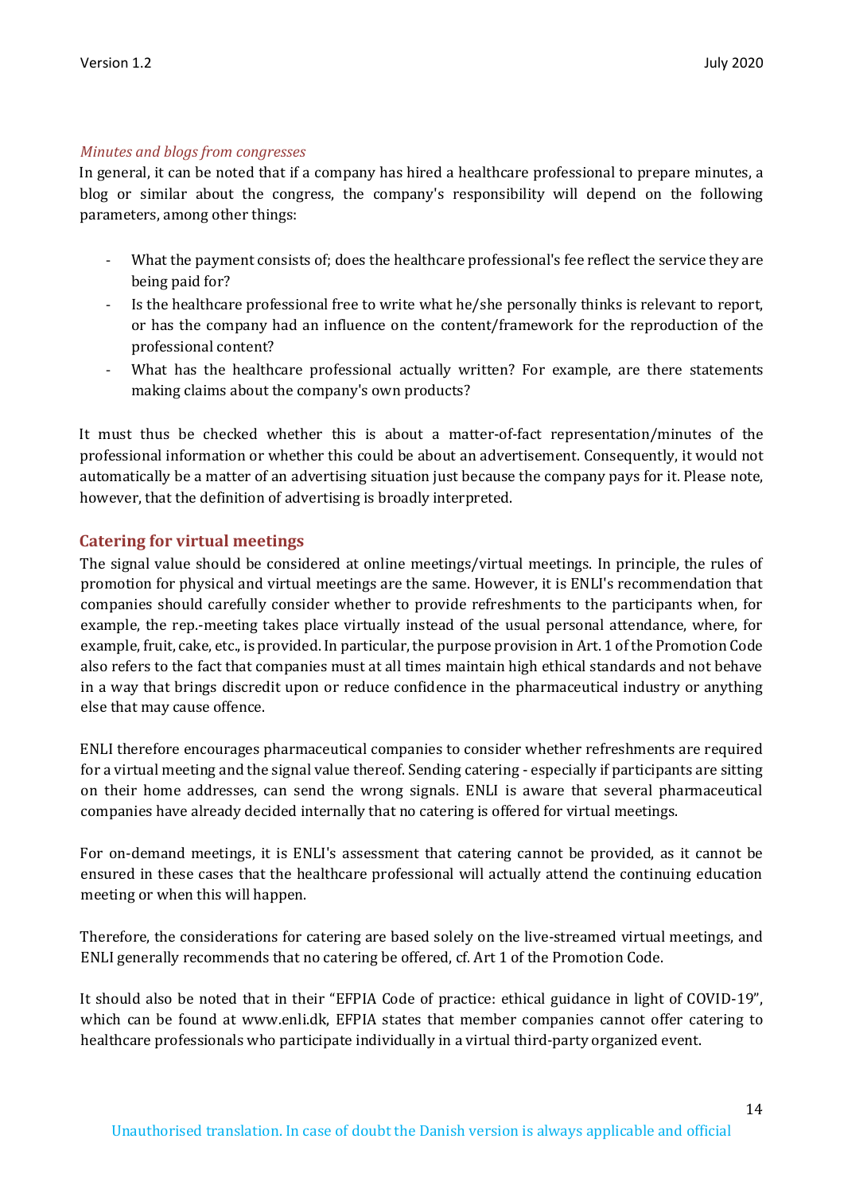*Minutes and blogs from congresses*

In general, it can be noted that if a company has hired a healthcare professional to prepare minutes, a blog or similar about the congress, the company's responsibility will depend on the following parameters, among other things:

- What the payment consists of; does the healthcare professional's fee reflect the service they are being paid for?
- Is the healthcare professional free to write what he/she personally thinks is relevant to report, or has the company had an influence on the content/framework for the reproduction of the professional content?
- What has the healthcare professional actually written? For example, are there statements making claims about the company's own products?

It must thus be checked whether this is about a matter-of-fact representation/minutes of the professional information or whether this could be about an advertisement. Consequently, it would not automatically be a matter of an advertising situation just because the company pays for it. Please note, however, that the definition of advertising is broadly interpreted.

## Catering for virtual meetings

The signal value should be considered at online meetings/virtual meetings. In principle, the rules of promotion for physical and virtual meetings are the same. However, it is ENLI's recommendation that companies should carefully consider whether to provide refreshments to the participants when, for example, the rep.-meeting takes place virtually instead of the usual personal attendance, where, for example, fruit, cake, etc., is provided. In particular, the purpose provision in Art. 1 of the Promotion Code also refers to the fact that companies must at all times maintain high ethical standards and not behave in a way that brings discredit upon or reduce confidence in the pharmaceutical industry or anything else that may cause offence.

ENLI therefore encourages pharmaceutical companies to consider whether refreshments are required for a virtual meeting and the signal value thereof. Sending catering - especially if participants are sitting on their home addresses, can send the wrong signals. ENLI is aware that several pharmaceutical companies have already decided internally that no catering is offered for virtual meetings.

For on-demand meetings, it is ENLI's assessment that catering cannot be provided, as it cannot be ensured in these cases that the healthcare professional will actually attend the continuing education meeting or when this will happen.

Therefore, the considerations for catering are based solely on the live-streamed virtual meetings, and ENLI generally recommends that no catering be offered, cf. Art 1 of the Promotion Code.

It should also be noted that in their "EFPIA Code of practice: ethical guidance in light of COVID-19", which can be found at www.enli.dk, EFPIA states that member companies cannot offer catering to healthcare professionals who participate individually in a virtual third-party organized event.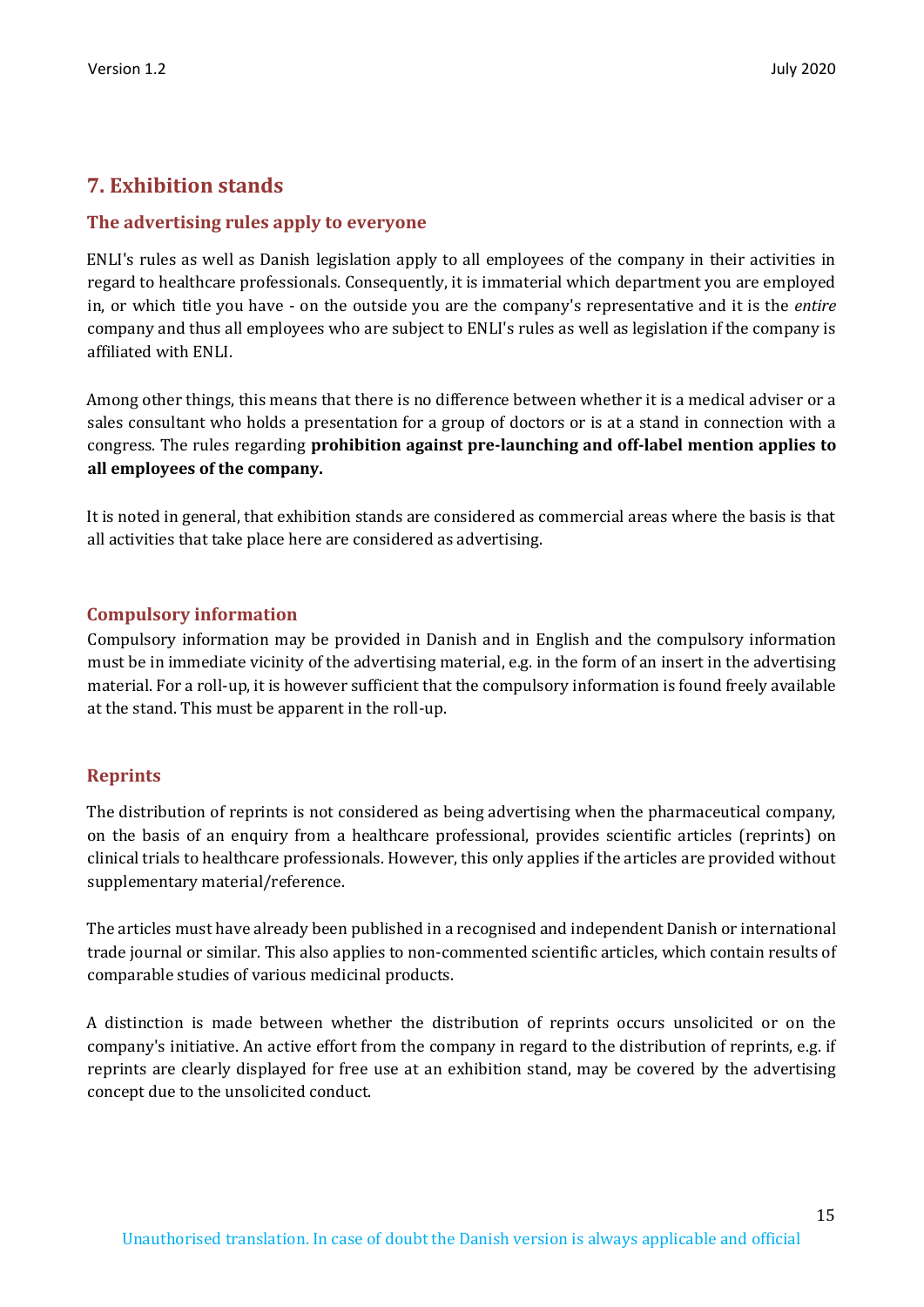## 7. Exhibition stands

### The advertising rules apply to everyone

ENLI's rules as well as Danish legislation apply to all employees of the company in their activities in regard to healthcare professionals. Consequently, it is immaterial which department you are employed in, or which title you have - on the outside you are the company's representative and it is the *entire* company and thus all employees who are subject to ENLI's rules as well as legislation if the company is affiliated with ENLI.

Among other things, this means that there is no difference between whether it is a medical adviser or a sales consultant who holds a presentation for a group of doctors or is at a stand in connection with a congress. The rules regarding **prohibition against pre-launching and off-label mention applies to all employees of the company.**

It is noted in general, that exhibition stands are considered as commercial areas where the basis is that all activities that take place here are considered as advertising.

### Compulsory information

Compulsory information may be provided in Danish and in English and the compulsory information must be in immediate vicinity of the advertising material, e.g. in the form of an insert in the advertising material. For a roll-up, it is however sufficient that the compulsory information is found freely available at the stand. This must be apparent in the roll-up.

### Reprints

The distribution of reprints is not considered as being advertising when the pharmaceutical company, on the basis of an enquiry from a healthcare professional, provides scientific articles (reprints) on clinical trials to healthcare professionals. However, this only applies if the articles are provided without supplementary material/reference.

The articles must have already been published in a recognised and independent Danish or international trade journal or similar. This also applies to non-commented scientific articles, which contain results of comparable studies of various medicinal products.

A distinction is made between whether the distribution of reprints occurs unsolicited or on the company's initiative. An active effort from the company in regard to the distribution of reprints, e.g. if reprints are clearly displayed for free use at an exhibition stand, may be covered by the advertising concept due to the unsolicited conduct.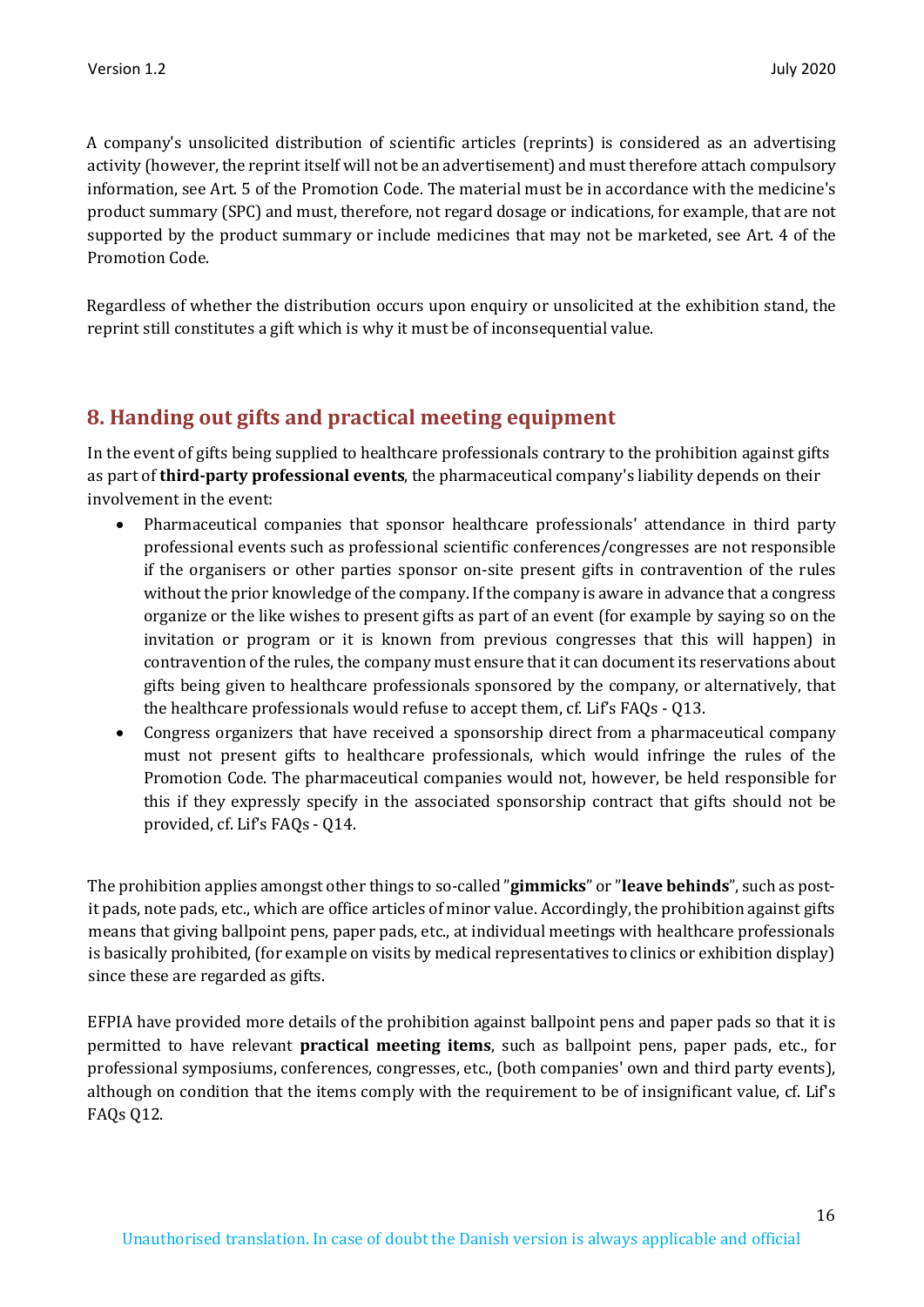A company's unsolicited distribution of scientific articles (reprints) is considered as an advertising activity (however, the reprint itself will not be an advertisement) and must therefore attach compulsory information, see Art. 5 of the Promotion Code. The material must be in accordance with the medicine's product summary (SPC) and must, therefore, not regard dosage or indications, for example, that are not supported by the product summary or include medicines that may not be marketed, see Art. 4 of the Promotion Code.

Regardless of whether the distribution occurs upon enquiry or unsolicited at the exhibition stand, the reprint still constitutes a gift which is why it must be of inconsequential value.

## 8. Handing out gifts and practical meeting equipment

In the event of gifts being supplied to healthcare professionals contrary to the prohibition against gifts as part of **third-party professional events**, the pharmaceutical company's liability depends on their involvement in the event:

- Pharmaceutical companies that sponsor healthcare professionals' attendance in third party professional events such as professional scientific conferences/congresses are not responsible if the organisers or other parties sponsor on-site present gifts in contravention of the rules without the prior knowledge of the company. If the company is aware in advance that a congress organize or the like wishes to present gifts as part of an event (for example by saying so on the invitation or program or it is known from previous congresses that this will happen) in contravention of the rules, the company must ensure that it can document its reservations about gifts being given to healthcare professionals sponsored by the company, or alternatively, that the healthcare professionals would refuse to accept them, cf. Lif's FAQs - Q13.
- Congress organizers that have received a sponsorship direct from a pharmaceutical company must not present gifts to healthcare professionals, which would infringe the rules of the Promotion Code. The pharmaceutical companies would not, however, be held responsible for this if they expressly specify in the associated sponsorship contract that gifts should not be provided, cf. Lif's FAQs - Q14.

The prohibition applies amongst other things to so-called "**gimmicks**" or "**leave behinds**", such as post-it pads, note pads, etc., which are office articles of minor value. Accordingly, the prohibition against gifts means that giving ballpoint pens, paper pads, etc., at individual meetings with healthcare professionals is basically prohibited, (for example on visits by medical representatives to clinics or exhibition display) since these are regarded as gifts.

EFPIA have provided more details of the prohibition against ballpoint pens and paper pads so that it is permitted to have relevant **practical meeting items**, such as ballpoint pens, paper pads, etc., for professional symposiums, conferences, congresses, etc., (both companies' own and third party events), although on condition that the items comply with the requirement to be of insignificant value, cf. Lif's FAQs Q12.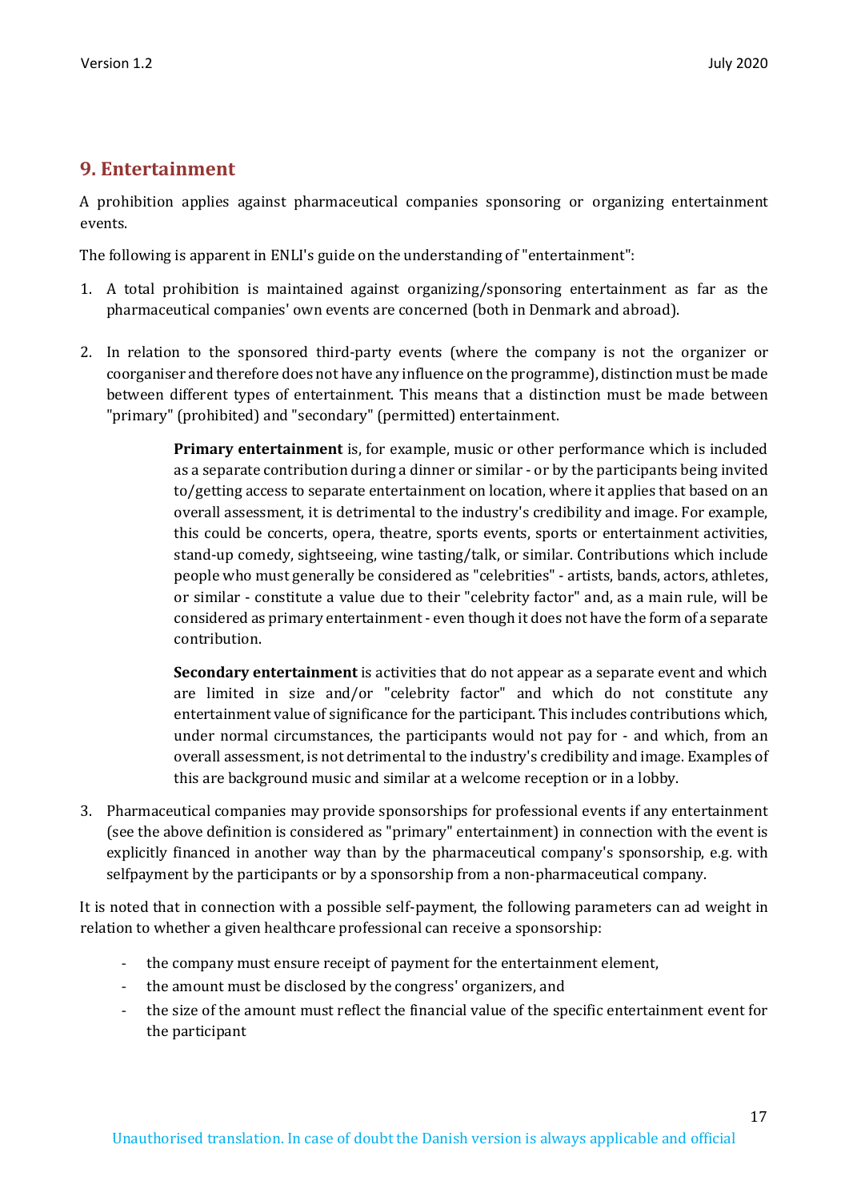## 9. Entertainment

A prohibition applies against pharmaceutical companies sponsoring or organizing entertainment events.

The following is apparent in ENLI's guide on the understanding of "entertainment":

1. A total prohibition is maintained against organizing/sponsoring entertainment as far as the pharmaceutical companies' own events are concerned (both in Denmark and abroad).

2. In relation to the sponsored third-party events (where the company is not the organizer or coorganiser and therefore does not have any influence on the programme), distinction must be made between different types of entertainment. This means that a distinction must be made between "primary" (prohibited) and "secondary" (permitted) entertainment.

   **Primary entertainment** is, for example, music or other performance which is included as a separate contribution during a dinner or similar - or by the participants being invited to/getting access to separate entertainment on location, where it applies that based on an overall assessment, it is detrimental to the industry's credibility and image. For example, this could be concerts, opera, theatre, sports events, sports or entertainment activities, stand-up comedy, sightseeing, wine tasting/talk, or similar. Contributions which include people who must generally be considered as "celebrities" - artists, bands, actors, athletes, or similar - constitute a value due to their "celebrity factor" and, as a main rule, will be considered as primary entertainment - even though it does not have the form of a separate contribution.

   **Secondary entertainment** is activities that do not appear as a separate event and which are limited in size and/or "celebrity factor" and which do not constitute any entertainment value of significance for the participant. This includes contributions which, under normal circumstances, the participants would not pay for - and which, from an overall assessment, is not detrimental to the industry's credibility and image. Examples of this are background music and similar at a welcome reception or in a lobby.

3. Pharmaceutical companies may provide sponsorships for professional events if any entertainment (see the above definition is considered as "primary" entertainment) in connection with the event is explicitly financed in another way than by the pharmaceutical company's sponsorship, e.g. with selfpayment by the participants or by a sponsorship from a non-pharmaceutical company.

It is noted that in connection with a possible self-payment, the following parameters can ad weight in relation to whether a given healthcare professional can receive a sponsorship:

- the company must ensure receipt of payment for the entertainment element,
- the amount must be disclosed by the congress' organizers, and
- the size of the amount must reflect the financial value of the specific entertainment event for the participant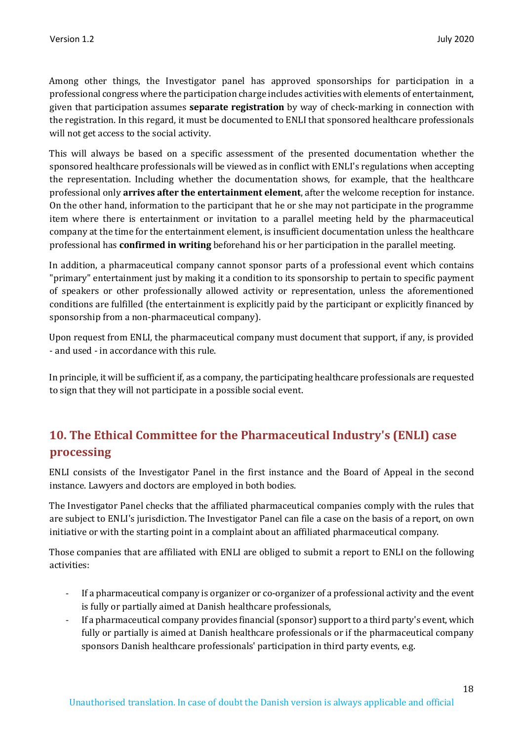Among other things, the Investigator panel has approved sponsorships for participation in a professional congress where the participation charge includes activities with elements of entertainment, given that participation assumes **separate registration** by way of check-marking in connection with the registration. In this regard, it must be documented to ENLI that sponsored healthcare professionals will not get access to the social activity.

This will always be based on a specific assessment of the presented documentation whether the sponsored healthcare professionals will be viewed as in conflict with ENLI's regulations when accepting the representation. Including whether the documentation shows, for example, that the healthcare professional only **arrives after the entertainment element**, after the welcome reception for instance. On the other hand, information to the participant that he or she may not participate in the programme item where there is entertainment or invitation to a parallel meeting held by the pharmaceutical company at the time for the entertainment element, is insufficient documentation unless the healthcare professional has **confirmed in writing** beforehand his or her participation in the parallel meeting.

In addition, a pharmaceutical company cannot sponsor parts of a professional event which contains "primary" entertainment just by making it a condition to its sponsorship to pertain to specific payment of speakers or other professionally allowed activity or representation, unless the aforementioned conditions are fulfilled (the entertainment is explicitly paid by the participant or explicitly financed by sponsorship from a non-pharmaceutical company).

Upon request from ENLI, the pharmaceutical company must document that support, if any, is provided - and used - in accordance with this rule.

In principle, it will be sufficient if, as a company, the participating healthcare professionals are requested to sign that they will not participate in a possible social event.

## 10. The Ethical Committee for the Pharmaceutical Industry's (ENLI) case processing

ENLI consists of the Investigator Panel in the first instance and the Board of Appeal in the second instance. Lawyers and doctors are employed in both bodies.

The Investigator Panel checks that the affiliated pharmaceutical companies comply with the rules that are subject to ENLI's jurisdiction. The Investigator Panel can file a case on the basis of a report, on own initiative or with the starting point in a complaint about an affiliated pharmaceutical company.

Those companies that are affiliated with ENLI are obliged to submit a report to ENLI on the following activities:

- If a pharmaceutical company is organizer or co-organizer of a professional activity and the event is fully or partially aimed at Danish healthcare professionals,
- If a pharmaceutical company provides financial (sponsor) support to a third party's event, which fully or partially is aimed at Danish healthcare professionals or if the pharmaceutical company sponsors Danish healthcare professionals' participation in third party events, e.g.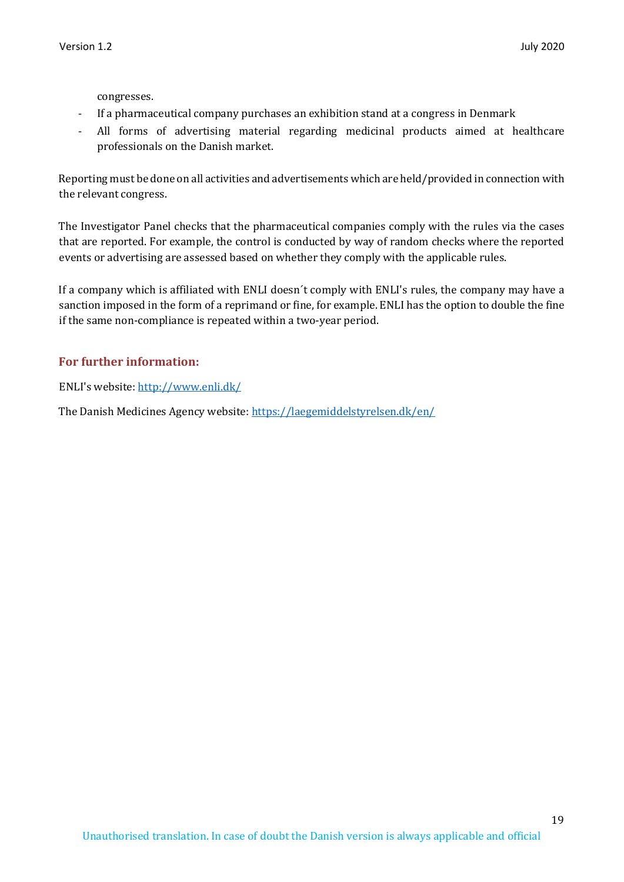congresses.

- If a pharmaceutical company purchases an exhibition stand at a congress in Denmark
- All forms of advertising material regarding medicinal products aimed at healthcare professionals on the Danish market.

Reporting must be done on all activities and advertisements which are held/provided in connection with the relevant congress.

The Investigator Panel checks that the pharmaceutical companies comply with the rules via the cases that are reported. For example, the control is conducted by way of random checks where the reported events or advertising are assessed based on whether they comply with the applicable rules.

If a company which is affiliated with ENLI doesn´t comply with ENLI's rules, the company may have a sanction imposed in the form of a reprimand or fine, for example. ENLI has the option to double the fine if the same non-compliance is repeated within a two-year period.

### For further information:

ENLI's website: http://www.enli.dk/

The Danish Medicines Agency website: https://laegemiddelstyrelsen.dk/en/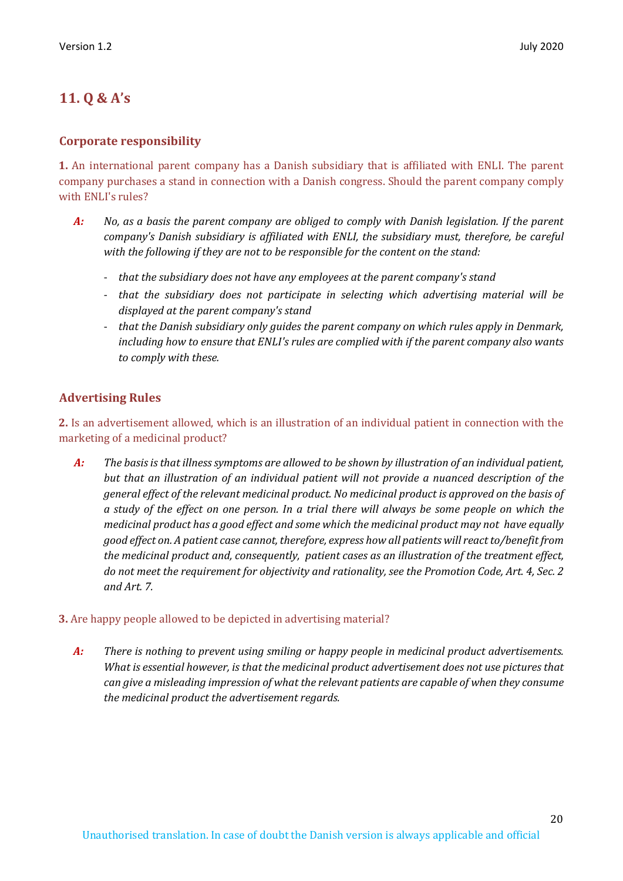## 11. Q & A's

### Corporate responsibility

**1.** An international parent company has a Danish subsidiary that is affiliated with ENLI. The parent company purchases a stand in connection with a Danish congress. Should the parent company comply with ENLI's rules?

***A:*** *No, as a basis the parent company are obliged to comply with Danish legislation. If the parent company's Danish subsidiary is affiliated with ENLI, the subsidiary must, therefore, be careful with the following if they are not to be responsible for the content on the stand:*

- *that the subsidiary does not have any employees at the parent company's stand*
- *that the subsidiary does not participate in selecting which advertising material will be displayed at the parent company's stand*
- *that the Danish subsidiary only guides the parent company on which rules apply in Denmark, including how to ensure that ENLI's rules are complied with if the parent company also wants to comply with these.*

### Advertising Rules

**2.** Is an advertisement allowed, which is an illustration of an individual patient in connection with the marketing of a medicinal product?

***A:*** *The basis is that illness symptoms are allowed to be shown by illustration of an individual patient, but that an illustration of an individual patient will not provide a nuanced description of the general effect of the relevant medicinal product. No medicinal product is approved on the basis of a study of the effect on one person. In a trial there will always be some people on which the medicinal product has a good effect and some which the medicinal product may not have equally good effect on. A patient case cannot, therefore, express how all patients will react to/benefit from the medicinal product and, consequently, patient cases as an illustration of the treatment effect, do not meet the requirement for objectivity and rationality, see the Promotion Code, Art. 4, Sec. 2 and Art. 7.*

**3.** Are happy people allowed to be depicted in advertising material?

***A:*** *There is nothing to prevent using smiling or happy people in medicinal product advertisements. What is essential however, is that the medicinal product advertisement does not use pictures that can give a misleading impression of what the relevant patients are capable of when they consume the medicinal product the advertisement regards.*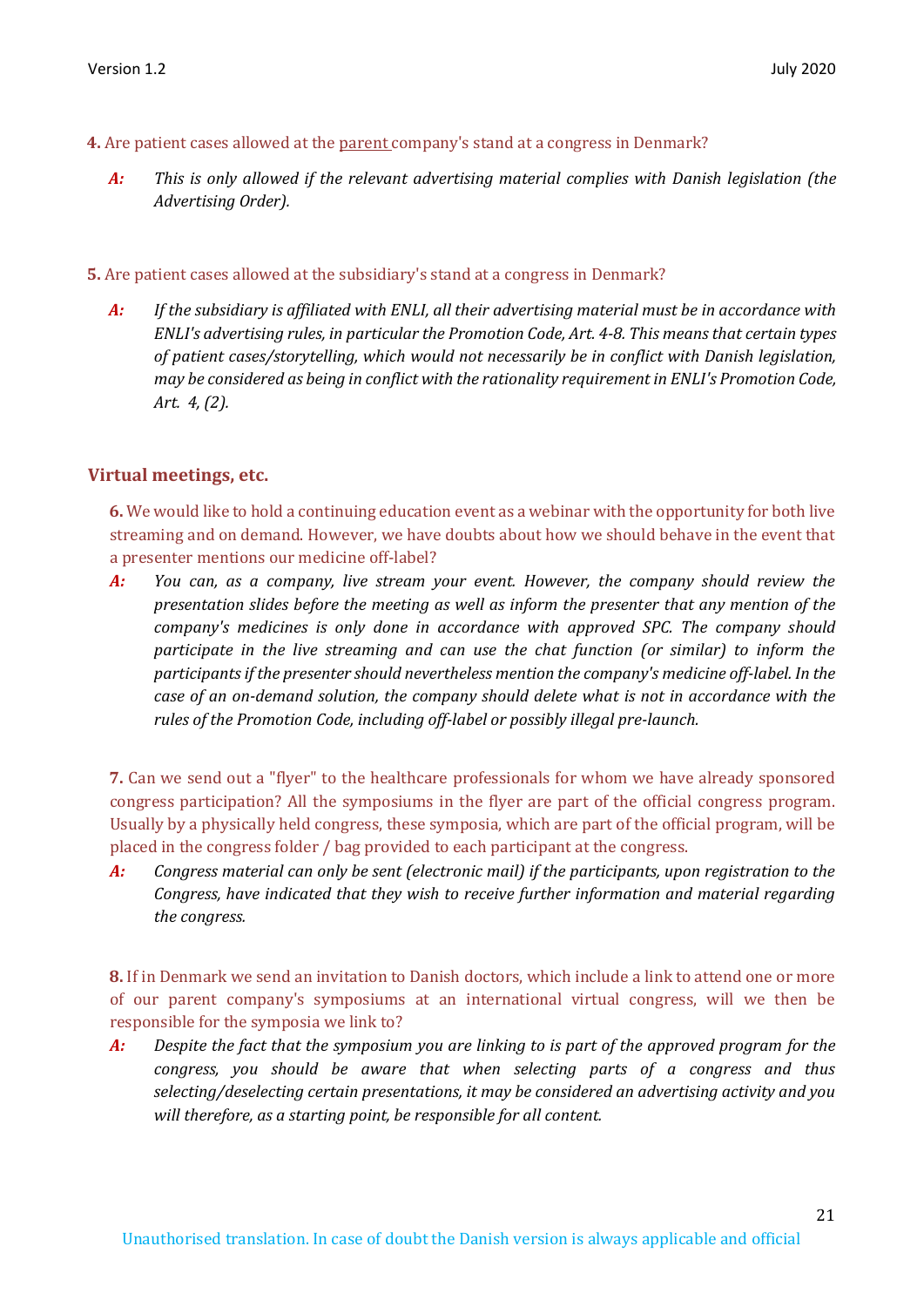**4.** Are patient cases allowed at the parent company's stand at a congress in Denmark?

> ***A:*** *This is only allowed if the relevant advertising material complies with Danish legislation (the Advertising Order).*

**5.** Are patient cases allowed at the subsidiary's stand at a congress in Denmark?

> ***A:*** *If the subsidiary is affiliated with ENLI, all their advertising material must be in accordance with ENLI's advertising rules, in particular the Promotion Code, Art. 4-8. This means that certain types of patient cases/storytelling, which would not necessarily be in conflict with Danish legislation, may be considered as being in conflict with the rationality requirement in ENLI's Promotion Code, Art. 4, (2).*

## Virtual meetings, etc.

**6.** We would like to hold a continuing education event as a webinar with the opportunity for both live streaming and on demand. However, we have doubts about how we should behave in the event that a presenter mentions our medicine off-label?

> ***A:*** *You can, as a company, live stream your event. However, the company should review the presentation slides before the meeting as well as inform the presenter that any mention of the company's medicines is only done in accordance with approved SPC. The company should participate in the live streaming and can use the chat function (or similar) to inform the participants if the presenter should nevertheless mention the company's medicine off-label. In the case of an on-demand solution, the company should delete what is not in accordance with the rules of the Promotion Code, including off-label or possibly illegal pre-launch.*

**7.** Can we send out a "flyer" to the healthcare professionals for whom we have already sponsored congress participation? All the symposiums in the flyer are part of the official congress program. Usually by a physically held congress, these symposia, which are part of the official program, will be placed in the congress folder / bag provided to each participant at the congress.

> ***A:*** *Congress material can only be sent (electronic mail) if the participants, upon registration to the Congress, have indicated that they wish to receive further information and material regarding the congress.*

**8.** If in Denmark we send an invitation to Danish doctors, which include a link to attend one or more of our parent company's symposiums at an international virtual congress, will we then be responsible for the symposia we link to?

> ***A:*** *Despite the fact that the symposium you are linking to is part of the approved program for the congress, you should be aware that when selecting parts of a congress and thus selecting/deselecting certain presentations, it may be considered an advertising activity and you will therefore, as a starting point, be responsible for all content.*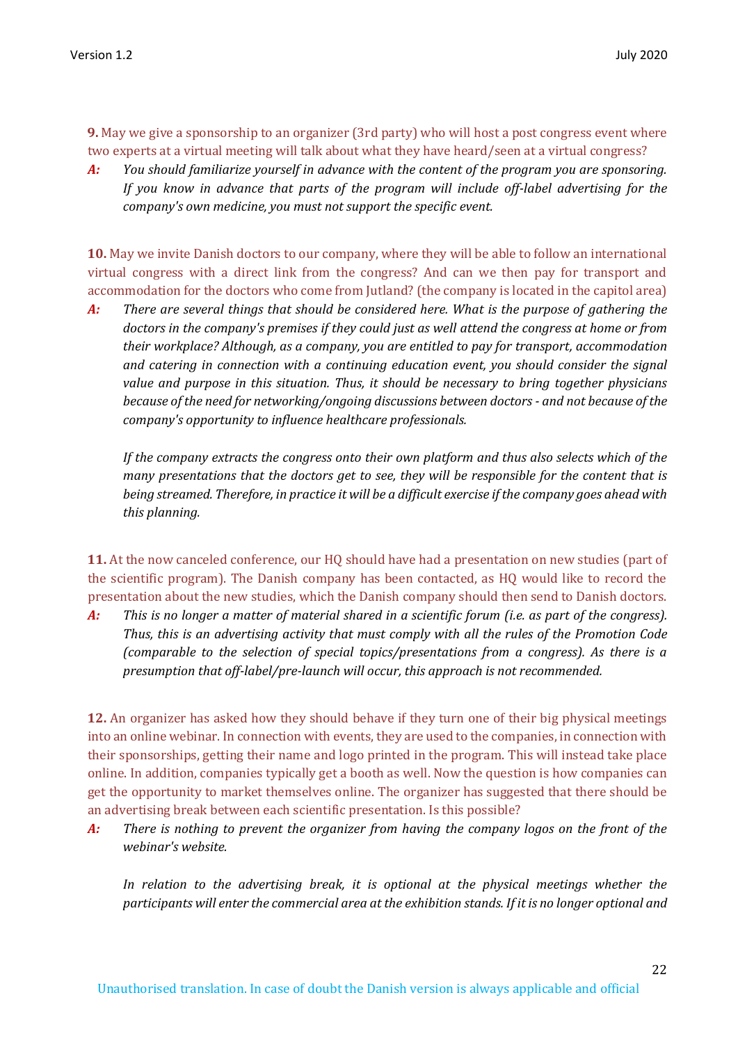**9.** May we give a sponsorship to an organizer (3rd party) who will host a post congress event where two experts at a virtual meeting will talk about what they have heard/seen at a virtual congress?

***A:*** *You should familiarize yourself in advance with the content of the program you are sponsoring. If you know in advance that parts of the program will include off-label advertising for the company's own medicine, you must not support the specific event.*

**10.** May we invite Danish doctors to our company, where they will be able to follow an international virtual congress with a direct link from the congress? And can we then pay for transport and accommodation for the doctors who come from Jutland? (the company is located in the capitol area)

***A:*** *There are several things that should be considered here. What is the purpose of gathering the doctors in the company's premises if they could just as well attend the congress at home or from their workplace? Although, as a company, you are entitled to pay for transport, accommodation and catering in connection with a continuing education event, you should consider the signal value and purpose in this situation. Thus, it should be necessary to bring together physicians because of the need for networking/ongoing discussions between doctors - and not because of the company's opportunity to influence healthcare professionals.*

*If the company extracts the congress onto their own platform and thus also selects which of the many presentations that the doctors get to see, they will be responsible for the content that is being streamed. Therefore, in practice it will be a difficult exercise if the company goes ahead with this planning.*

**11.** At the now canceled conference, our HQ should have had a presentation on new studies (part of the scientific program). The Danish company has been contacted, as HQ would like to record the presentation about the new studies, which the Danish company should then send to Danish doctors.

***A:*** *This is no longer a matter of material shared in a scientific forum (i.e. as part of the congress). Thus, this is an advertising activity that must comply with all the rules of the Promotion Code (comparable to the selection of special topics/presentations from a congress). As there is a presumption that off-label/pre-launch will occur, this approach is not recommended.*

**12.** An organizer has asked how they should behave if they turn one of their big physical meetings into an online webinar. In connection with events, they are used to the companies, in connection with their sponsorships, getting their name and logo printed in the program. This will instead take place online. In addition, companies typically get a booth as well. Now the question is how companies can get the opportunity to market themselves online. The organizer has suggested that there should be an advertising break between each scientific presentation. Is this possible?

***A:*** *There is nothing to prevent the organizer from having the company logos on the front of the webinar's website.*

*In relation to the advertising break, it is optional at the physical meetings whether the participants will enter the commercial area at the exhibition stands. If it is no longer optional and*

Unauthorised translation. In case of doubt the Danish version is always applicable and official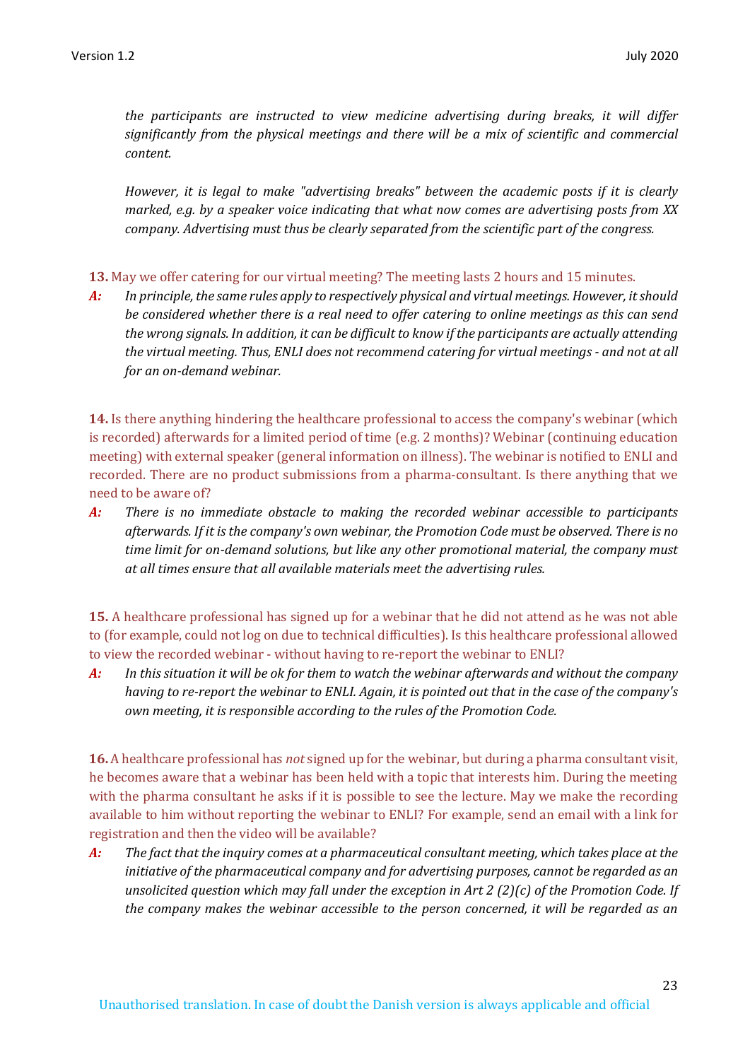*the participants are instructed to view medicine advertising during breaks, it will differ significantly from the physical meetings and there will be a mix of scientific and commercial content.*

*However, it is legal to make "advertising breaks" between the academic posts if it is clearly marked, e.g. by a speaker voice indicating that what now comes are advertising posts from XX company. Advertising must thus be clearly separated from the scientific part of the congress.*

**13.** May we offer catering for our virtual meeting? The meeting lasts 2 hours and 15 minutes.

***A:*** *In principle, the same rules apply to respectively physical and virtual meetings. However, it should be considered whether there is a real need to offer catering to online meetings as this can send the wrong signals. In addition, it can be difficult to know if the participants are actually attending the virtual meeting. Thus, ENLI does not recommend catering for virtual meetings - and not at all for an on-demand webinar.*

**14.** Is there anything hindering the healthcare professional to access the company's webinar (which is recorded) afterwards for a limited period of time (e.g. 2 months)? Webinar (continuing education meeting) with external speaker (general information on illness). The webinar is notified to ENLI and recorded. There are no product submissions from a pharma-consultant. Is there anything that we need to be aware of?

***A:*** *There is no immediate obstacle to making the recorded webinar accessible to participants afterwards. If it is the company's own webinar, the Promotion Code must be observed. There is no time limit for on-demand solutions, but like any other promotional material, the company must at all times ensure that all available materials meet the advertising rules.*

**15.** A healthcare professional has signed up for a webinar that he did not attend as he was not able to (for example, could not log on due to technical difficulties). Is this healthcare professional allowed to view the recorded webinar - without having to re-report the webinar to ENLI?

***A:*** *In this situation it will be ok for them to watch the webinar afterwards and without the company having to re-report the webinar to ENLI. Again, it is pointed out that in the case of the company's own meeting, it is responsible according to the rules of the Promotion Code.*

**16.** A healthcare professional has *not* signed up for the webinar, but during a pharma consultant visit, he becomes aware that a webinar has been held with a topic that interests him. During the meeting with the pharma consultant he asks if it is possible to see the lecture. May we make the recording available to him without reporting the webinar to ENLI? For example, send an email with a link for registration and then the video will be available?

***A:*** *The fact that the inquiry comes at a pharmaceutical consultant meeting, which takes place at the initiative of the pharmaceutical company and for advertising purposes, cannot be regarded as an unsolicited question which may fall under the exception in Art 2 (2)(c) of the Promotion Code. If the company makes the webinar accessible to the person concerned, it will be regarded as an*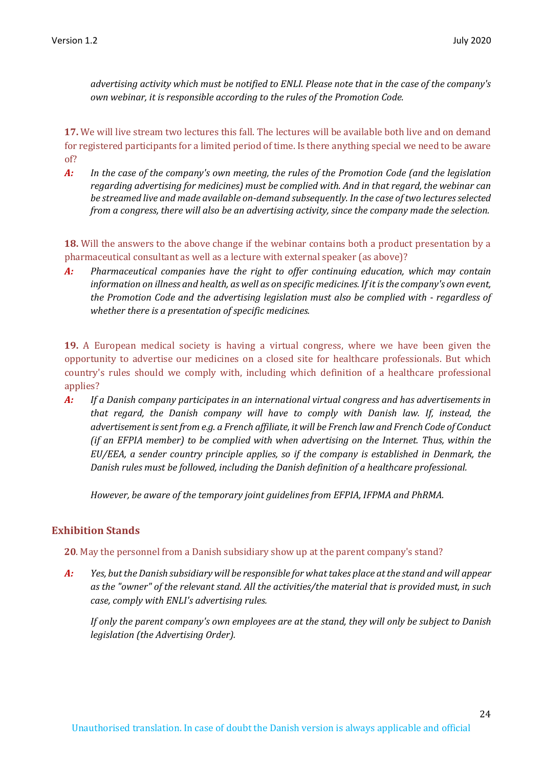*advertising activity which must be notified to ENLI. Please note that in the case of the company's own webinar, it is responsible according to the rules of the Promotion Code.*

**17.** We will live stream two lectures this fall. The lectures will be available both live and on demand for registered participants for a limited period of time. Is there anything special we need to be aware of?

***A:*** *In the case of the company's own meeting, the rules of the Promotion Code (and the legislation regarding advertising for medicines) must be complied with. And in that regard, the webinar can be streamed live and made available on-demand subsequently. In the case of two lectures selected from a congress, there will also be an advertising activity, since the company made the selection.*

**18.** Will the answers to the above change if the webinar contains both a product presentation by a pharmaceutical consultant as well as a lecture with external speaker (as above)?

***A:*** *Pharmaceutical companies have the right to offer continuing education, which may contain information on illness and health, as well as on specific medicines. If it is the company's own event, the Promotion Code and the advertising legislation must also be complied with - regardless of whether there is a presentation of specific medicines.*

**19.** A European medical society is having a virtual congress, where we have been given the opportunity to advertise our medicines on a closed site for healthcare professionals. But which country's rules should we comply with, including which definition of a healthcare professional applies?

***A:*** *If a Danish company participates in an international virtual congress and has advertisements in that regard, the Danish company will have to comply with Danish law. If, instead, the advertisement is sent from e.g. a French affiliate, it will be French law and French Code of Conduct (if an EFPIA member) to be complied with when advertising on the Internet. Thus, within the EU/EEA, a sender country principle applies, so if the company is established in Denmark, the Danish rules must be followed, including the Danish definition of a healthcare professional.*

*However, be aware of the temporary joint guidelines from EFPIA, IFPMA and PhRMA.*

## Exhibition Stands

**20**. May the personnel from a Danish subsidiary show up at the parent company's stand?

***A:*** *Yes, but the Danish subsidiary will be responsible for what takes place at the stand and will appear as the "owner" of the relevant stand. All the activities/the material that is provided must, in such case, comply with ENLI's advertising rules.*

*If only the parent company's own employees are at the stand, they will only be subject to Danish legislation (the Advertising Order).*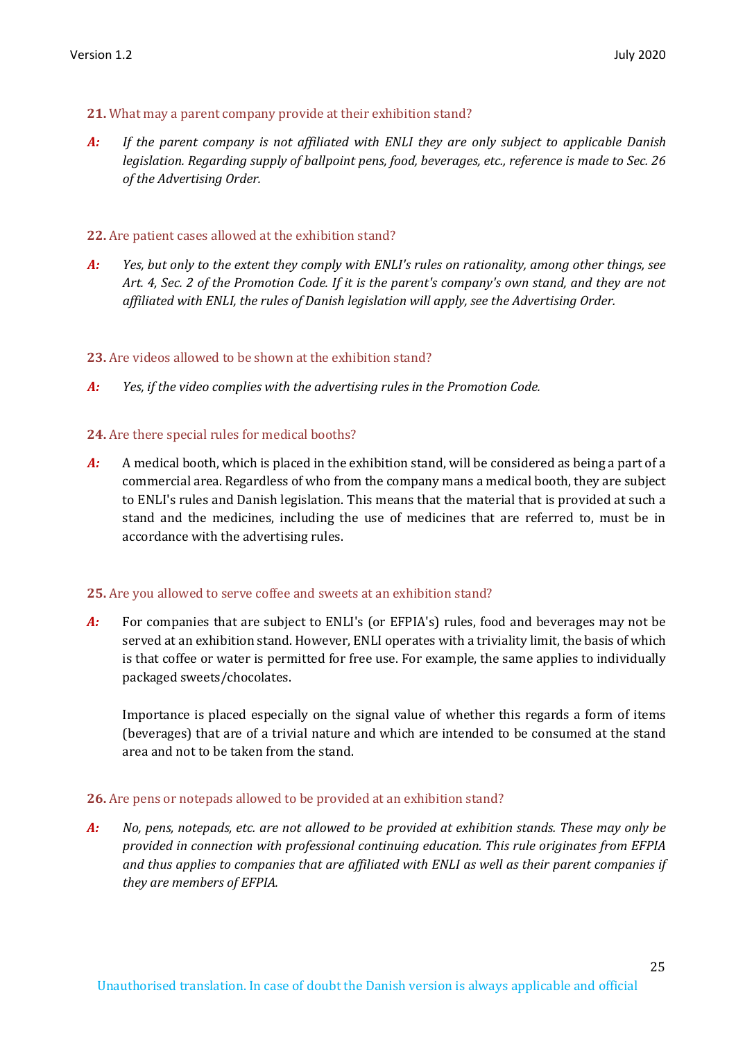**21.** What may a parent company provide at their exhibition stand?

***A:*** *If the parent company is not affiliated with ENLI they are only subject to applicable Danish legislation. Regarding supply of ballpoint pens, food, beverages, etc., reference is made to Sec. 26 of the Advertising Order.*

**22.** Are patient cases allowed at the exhibition stand?

***A:*** *Yes, but only to the extent they comply with ENLI's rules on rationality, among other things, see Art. 4, Sec. 2 of the Promotion Code. If it is the parent's company's own stand, and they are not affiliated with ENLI, the rules of Danish legislation will apply, see the Advertising Order.*

**23.** Are videos allowed to be shown at the exhibition stand?

***A:*** *Yes, if the video complies with the advertising rules in the Promotion Code.*

**24.** Are there special rules for medical booths?

***A:*** A medical booth, which is placed in the exhibition stand, will be considered as being a part of a commercial area. Regardless of who from the company mans a medical booth, they are subject to ENLI's rules and Danish legislation. This means that the material that is provided at such a stand and the medicines, including the use of medicines that are referred to, must be in accordance with the advertising rules.

**25.** Are you allowed to serve coffee and sweets at an exhibition stand?

***A:*** For companies that are subject to ENLI's (or EFPIA's) rules, food and beverages may not be served at an exhibition stand. However, ENLI operates with a triviality limit, the basis of which is that coffee or water is permitted for free use. For example, the same applies to individually packaged sweets/chocolates.

Importance is placed especially on the signal value of whether this regards a form of items (beverages) that are of a trivial nature and which are intended to be consumed at the stand area and not to be taken from the stand.

**26.** Are pens or notepads allowed to be provided at an exhibition stand?

***A:*** *No, pens, notepads, etc. are not allowed to be provided at exhibition stands. These may only be provided in connection with professional continuing education. This rule originates from EFPIA and thus applies to companies that are affiliated with ENLI as well as their parent companies if they are members of EFPIA.*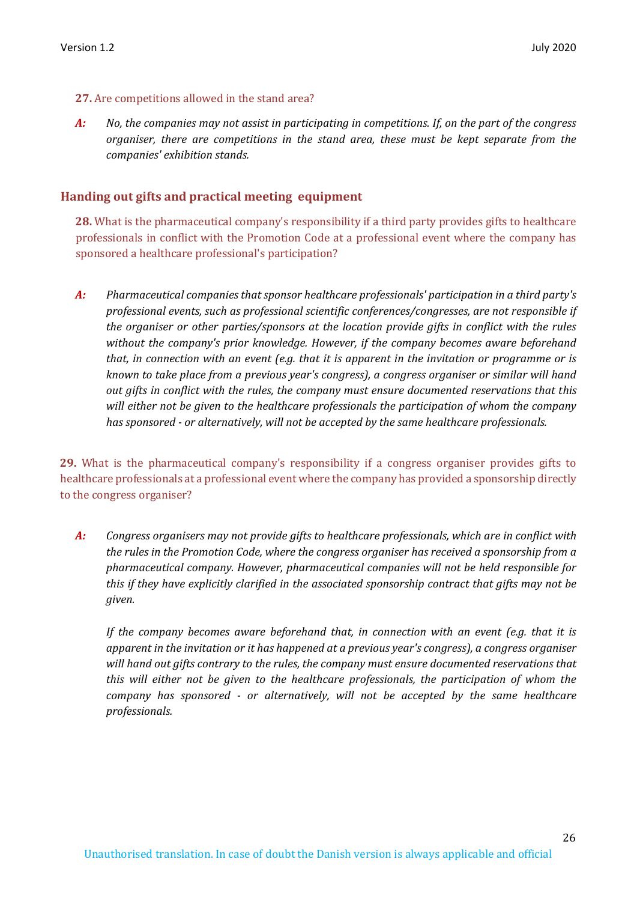**27.** Are competitions allowed in the stand area?

***A:*** *No, the companies may not assist in participating in competitions. If, on the part of the congress organiser, there are competitions in the stand area, these must be kept separate from the companies' exhibition stands.*

## Handing out gifts and practical meeting equipment

**28.** What is the pharmaceutical company's responsibility if a third party provides gifts to healthcare professionals in conflict with the Promotion Code at a professional event where the company has sponsored a healthcare professional's participation?

***A:*** *Pharmaceutical companies that sponsor healthcare professionals' participation in a third party's professional events, such as professional scientific conferences/congresses, are not responsible if the organiser or other parties/sponsors at the location provide gifts in conflict with the rules without the company's prior knowledge. However, if the company becomes aware beforehand that, in connection with an event (e.g. that it is apparent in the invitation or programme or is known to take place from a previous year's congress), a congress organiser or similar will hand out gifts in conflict with the rules, the company must ensure documented reservations that this will either not be given to the healthcare professionals the participation of whom the company has sponsored - or alternatively, will not be accepted by the same healthcare professionals.*

**29.** What is the pharmaceutical company's responsibility if a congress organiser provides gifts to healthcare professionals at a professional event where the company has provided a sponsorship directly to the congress organiser?

***A:*** *Congress organisers may not provide gifts to healthcare professionals, which are in conflict with the rules in the Promotion Code, where the congress organiser has received a sponsorship from a pharmaceutical company. However, pharmaceutical companies will not be held responsible for this if they have explicitly clarified in the associated sponsorship contract that gifts may not be given.*

*If the company becomes aware beforehand that, in connection with an event (e.g. that it is apparent in the invitation or it has happened at a previous year's congress), a congress organiser will hand out gifts contrary to the rules, the company must ensure documented reservations that this will either not be given to the healthcare professionals, the participation of whom the company has sponsored - or alternatively, will not be accepted by the same healthcare professionals.*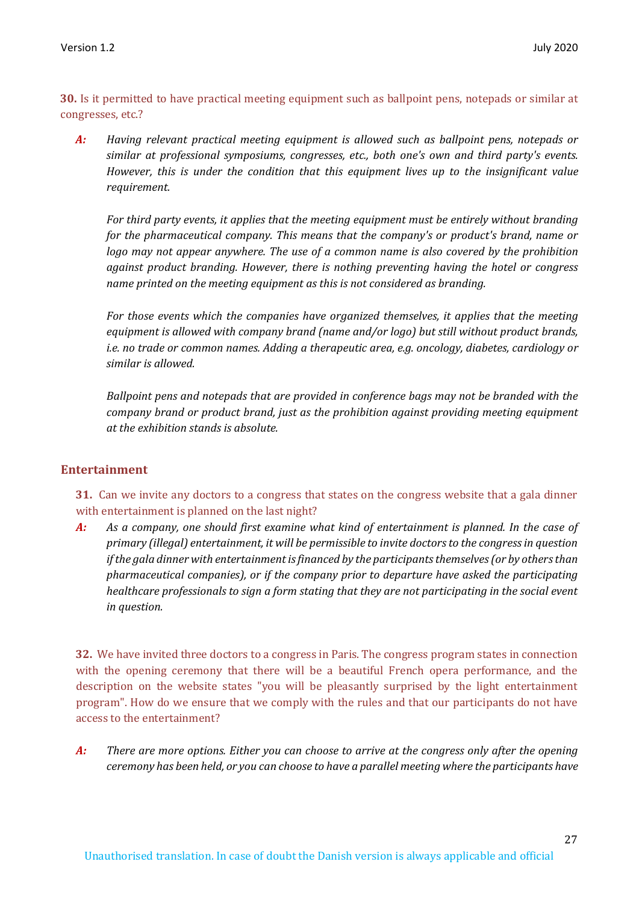**30.** Is it permitted to have practical meeting equipment such as ballpoint pens, notepads or similar at congresses, etc.?

> ***A:*** *Having relevant practical meeting equipment is allowed such as ballpoint pens, notepads or similar at professional symposiums, congresses, etc., both one's own and third party's events. However, this is under the condition that this equipment lives up to the insignificant value requirement.*
>
> *For third party events, it applies that the meeting equipment must be entirely without branding for the pharmaceutical company. This means that the company's or product's brand, name or logo may not appear anywhere. The use of a common name is also covered by the prohibition against product branding. However, there is nothing preventing having the hotel or congress name printed on the meeting equipment as this is not considered as branding.*
>
> *For those events which the companies have organized themselves, it applies that the meeting equipment is allowed with company brand (name and/or logo) but still without product brands, i.e. no trade or common names. Adding a therapeutic area, e.g. oncology, diabetes, cardiology or similar is allowed.*
>
> *Ballpoint pens and notepads that are provided in conference bags may not be branded with the company brand or product brand, just as the prohibition against providing meeting equipment at the exhibition stands is absolute.*

## Entertainment

**31.** Can we invite any doctors to a congress that states on the congress website that a gala dinner with entertainment is planned on the last night?

> ***A:*** *As a company, one should first examine what kind of entertainment is planned. In the case of primary (illegal) entertainment, it will be permissible to invite doctors to the congress in question if the gala dinner with entertainment is financed by the participants themselves (or by others than pharmaceutical companies), or if the company prior to departure have asked the participating healthcare professionals to sign a form stating that they are not participating in the social event in question.*

**32.** We have invited three doctors to a congress in Paris. The congress program states in connection with the opening ceremony that there will be a beautiful French opera performance, and the description on the website states "you will be pleasantly surprised by the light entertainment program". How do we ensure that we comply with the rules and that our participants do not have access to the entertainment?

> ***A:*** *There are more options. Either you can choose to arrive at the congress only after the opening ceremony has been held, or you can choose to have a parallel meeting where the participants have*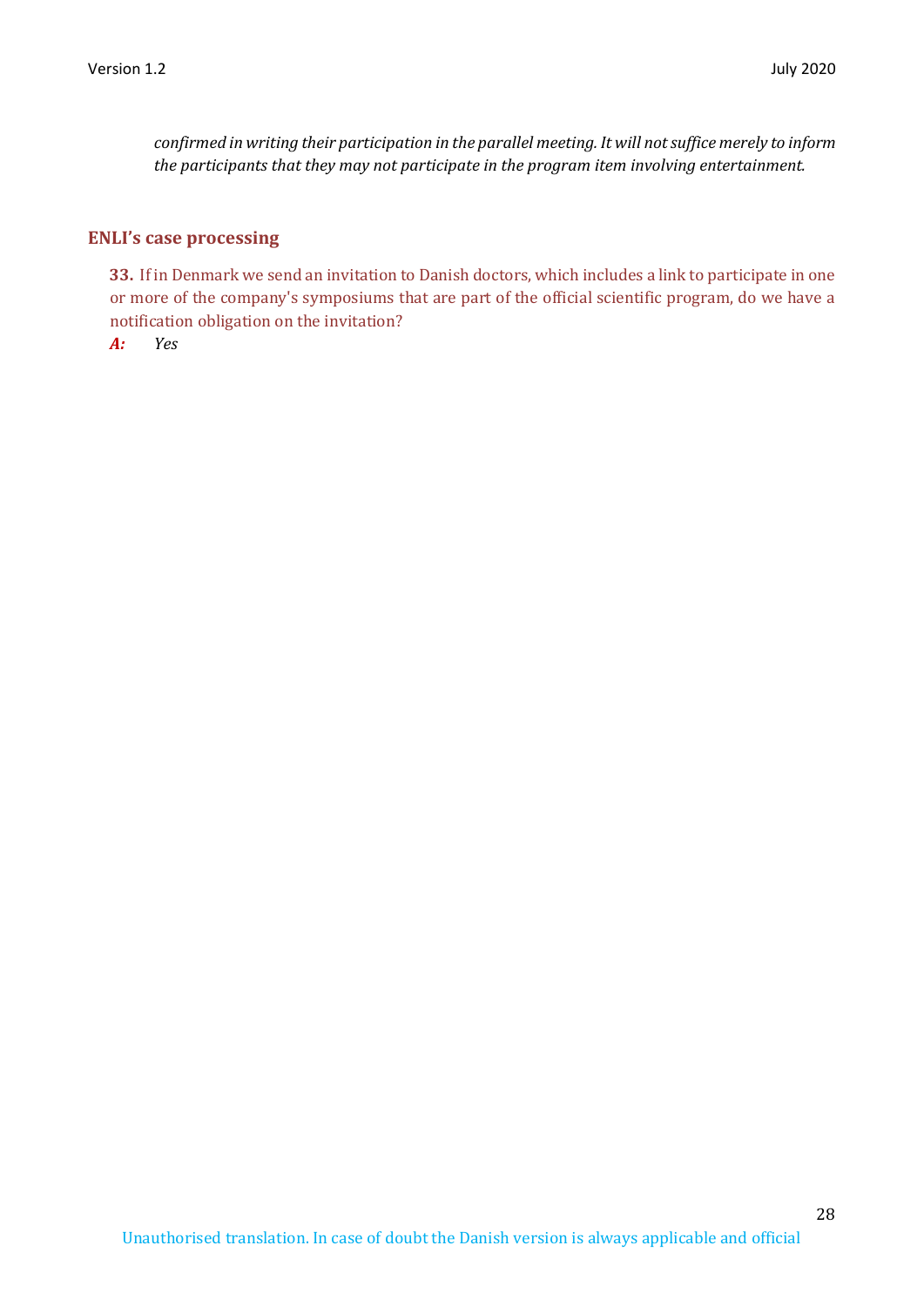*confirmed in writing their participation in the parallel meeting. It will not suffice merely to inform the participants that they may not participate in the program item involving entertainment.*

## ENLI's case processing

**33.** If in Denmark we send an invitation to Danish doctors, which includes a link to participate in one or more of the company's symposiums that are part of the official scientific program, do we have a notification obligation on the invitation?

***A:*** *Yes*

Unauthorised translation. In case of doubt the Danish version is always applicable and official